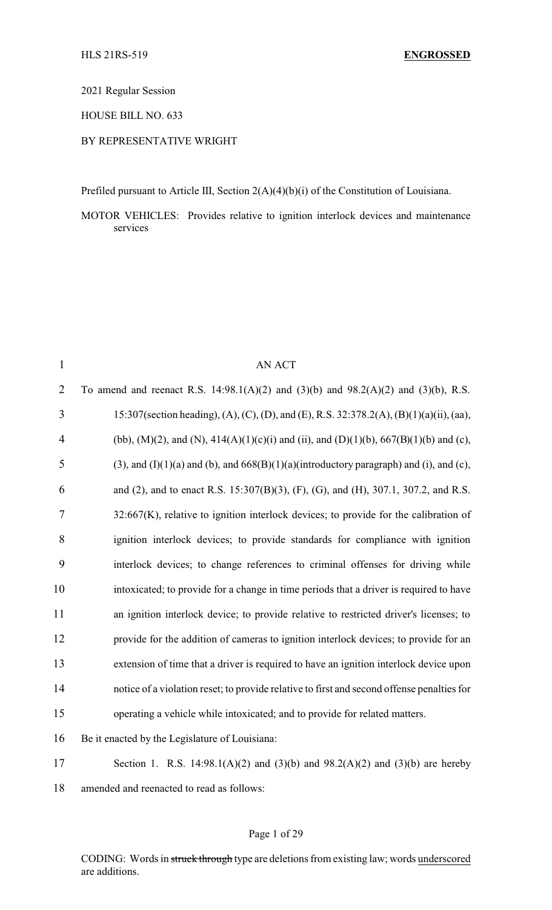HLS 21RS-519 **ENGROSSED**

2021 Regular Session

HOUSE BILL NO. 633

BY REPRESENTATIVE WRIGHT

Prefiled pursuant to Article III, Section 2(A)(4)(b)(i) of the Constitution of Louisiana.

MOTOR VEHICLES: Provides relative to ignition interlock devices and maintenance services

AN ACT

To amend and reenact R.S. 14:98.1(A)(2) and (3)(b) and 98.2(A)(2) and (3)(b), R.S. 15:307(section heading), (A), (C), (D), and (E), R.S. 32:378.2(A), (B)(1)(a)(ii), (aa), (bb), (M)(2), and (N), 414(A)(1)(c)(i) and (ii), and (D)(1)(b), 667(B)(1)(b) and (c), (3), and (I)(1)(a) and (b), and 668(B)(1)(a)(introductory paragraph) and (i), and (c), and (2), and to enact R.S. 15:307(B)(3), (F), (G), and (H), 307.1, 307.2, and R.S. 32:667(K), relative to ignition interlock devices; to provide for the calibration of ignition interlock devices; to provide standards for compliance with ignition interlock devices; to change references to criminal offenses for driving while intoxicated; to provide for a change in time periods that a driver is required to have an ignition interlock device; to provide relative to restricted driver's licenses; to provide for the addition of cameras to ignition interlock devices; to provide for an extension of time that a driver is required to have an ignition interlock device upon notice of a violation reset; to provide relative to first and second offense penalties for operating a vehicle while intoxicated; and to provide for related matters.

Be it enacted by the Legislature of Louisiana:

Section 1. R.S. 14:98.1(A)(2) and (3)(b) and 98.2(A)(2) and (3)(b) are hereby amended and reenacted to read as follows:

CODING: Words in ~~struck through~~ type are deletions from existing law; words underscored are additions.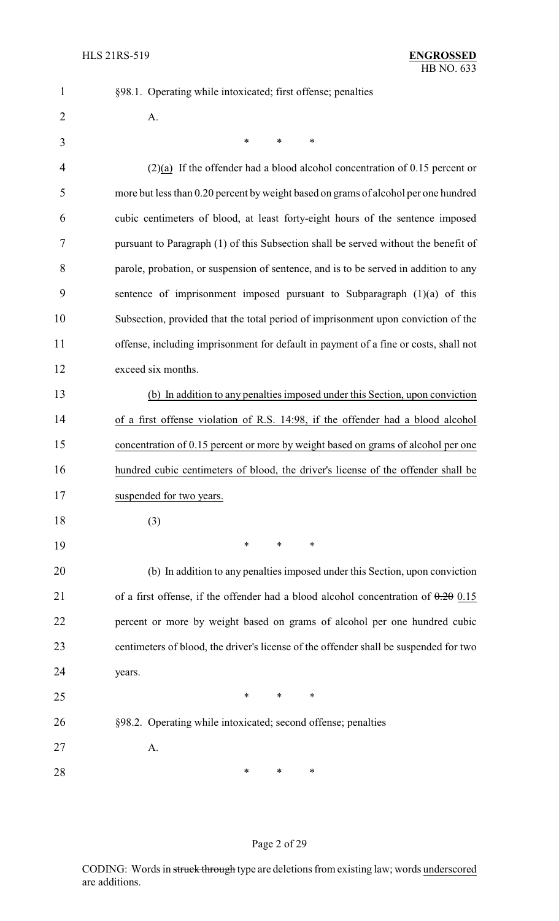§98.1. Operating while intoxicated; first offense; penalties

A.

\* \* \*

(2)<u>(a)</u> If the offender had a blood alcohol concentration of 0.15 percent or more but less than 0.20 percent by weight based on grams of alcohol per one hundred cubic centimeters of blood, at least forty-eight hours of the sentence imposed pursuant to Paragraph (1) of this Subsection shall be served without the benefit of parole, probation, or suspension of sentence, and is to be served in addition to any sentence of imprisonment imposed pursuant to Subparagraph (1)(a) of this Subsection, provided that the total period of imprisonment upon conviction of the offense, including imprisonment for default in payment of a fine or costs, shall not exceed six months.

<u>(b) In addition to any penalties imposed under this Section, upon conviction of a first offense violation of R.S. 14:98, if the offender had a blood alcohol concentration of 0.15 percent or more by weight based on grams of alcohol per one hundred cubic centimeters of blood, the driver's license of the offender shall be suspended for two years.</u>

(3)

\* \* \*

(b) In addition to any penalties imposed under this Section, upon conviction of a first offense, if the offender had a blood alcohol concentration of ~~0.20~~ <u>0.15</u> percent or more by weight based on grams of alcohol per one hundred cubic centimeters of blood, the driver's license of the offender shall be suspended for two years.

\* \* \*

§98.2. Operating while intoxicated; second offense; penalties

A.

\* \* \*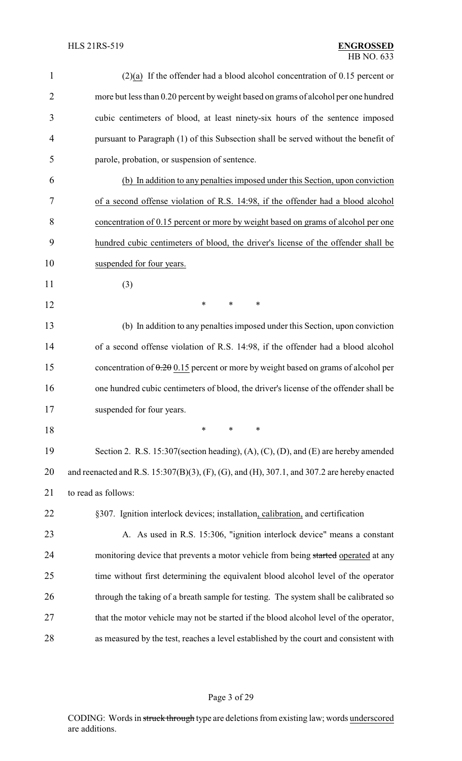(2)(a) If the offender had a blood alcohol concentration of 0.15 percent or more but less than 0.20 percent by weight based on grams of alcohol per one hundred cubic centimeters of blood, at least ninety-six hours of the sentence imposed pursuant to Paragraph (1) of this Subsection shall be served without the benefit of parole, probation, or suspension of sentence.

(b) In addition to any penalties imposed under this Section, upon conviction of a second offense violation of R.S. 14:98, if the offender had a blood alcohol concentration of 0.15 percent or more by weight based on grams of alcohol per one hundred cubic centimeters of blood, the driver's license of the offender shall be suspended for four years.

(3)

\* \* \*

(b) In addition to any penalties imposed under this Section, upon conviction of a second offense violation of R.S. 14:98, if the offender had a blood alcohol concentration of ~~0.20~~ 0.15 percent or more by weight based on grams of alcohol per one hundred cubic centimeters of blood, the driver's license of the offender shall be suspended for four years.

\* \* \*

Section 2. R.S. 15:307(section heading), (A), (C), (D), and (E) are hereby amended and reenacted and R.S. 15:307(B)(3), (F), (G), and (H), 307.1, and 307.2 are hereby enacted to read as follows:

§307. Ignition interlock devices; installation, calibration, and certification

A. As used in R.S. 15:306, "ignition interlock device" means a constant monitoring device that prevents a motor vehicle from being ~~started~~ operated at any time without first determining the equivalent blood alcohol level of the operator through the taking of a breath sample for testing. The system shall be calibrated so that the motor vehicle may not be started if the blood alcohol level of the operator, as measured by the test, reaches a level established by the court and consistent with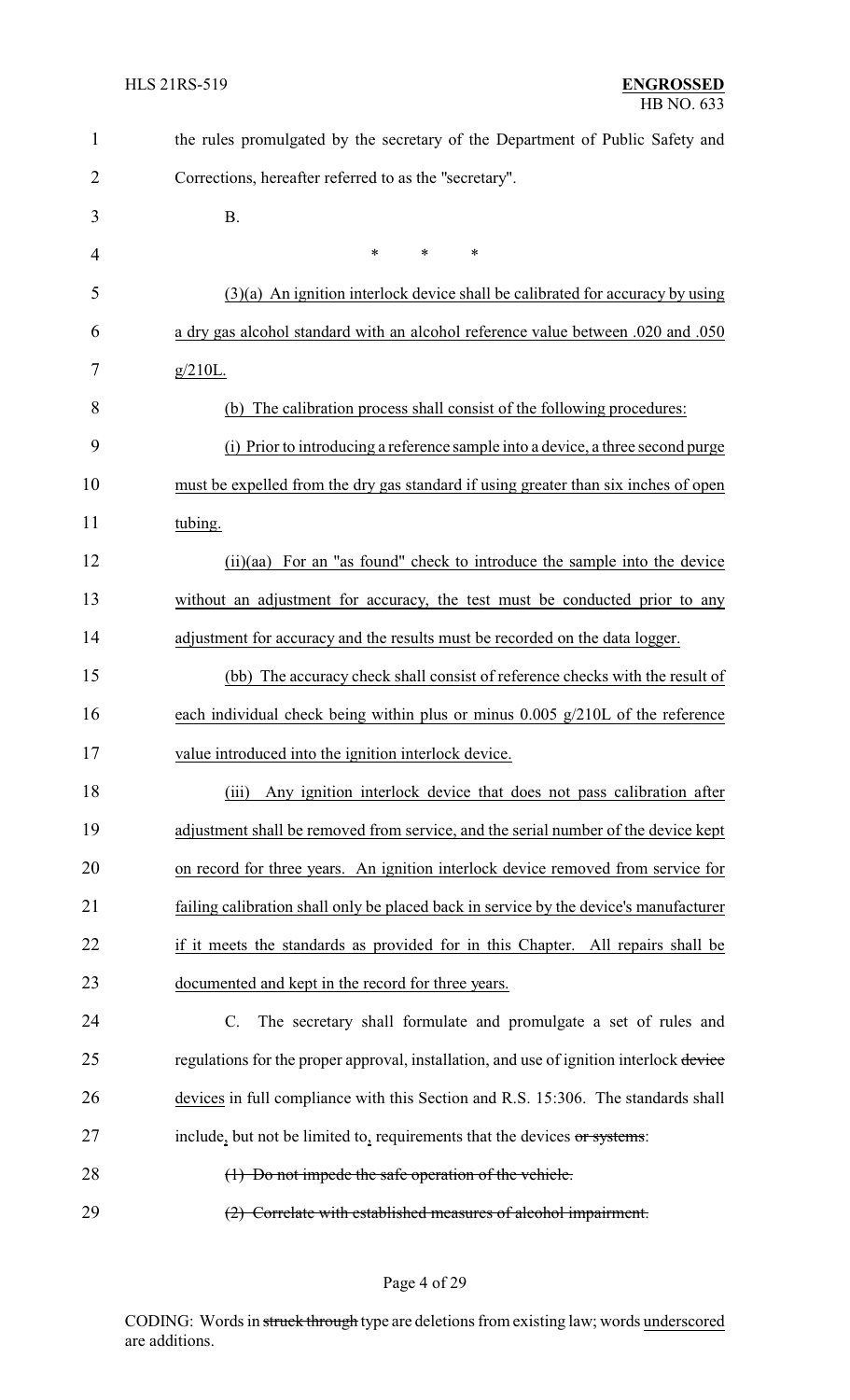the rules promulgated by the secretary of the Department of Public Safety and Corrections, hereafter referred to as the "secretary".

B.

\* \* \*

(3)(a) An ignition interlock device shall be calibrated for accuracy by using a dry gas alcohol standard with an alcohol reference value between .020 and .050 g/210L.

(b) The calibration process shall consist of the following procedures:

(i) Prior to introducing a reference sample into a device, a three second purge must be expelled from the dry gas standard if using greater than six inches of open tubing.

(ii)(aa) For an "as found" check to introduce the sample into the device without an adjustment for accuracy, the test must be conducted prior to any adjustment for accuracy and the results must be recorded on the data logger.

(bb) The accuracy check shall consist of reference checks with the result of each individual check being within plus or minus 0.005 g/210L of the reference value introduced into the ignition interlock device.

(iii) Any ignition interlock device that does not pass calibration after adjustment shall be removed from service, and the serial number of the device kept on record for three years. An ignition interlock device removed from service for failing calibration shall only be placed back in service by the device's manufacturer if it meets the standards as provided for in this Chapter. All repairs shall be documented and kept in the record for three years.

C. The secretary shall formulate and promulgate a set of rules and regulations for the proper approval, installation, and use of ignition interlock ~~device~~ devices in full compliance with this Section and R.S. 15:306. The standards shall include, but not be limited to, requirements that the devices ~~or systems~~:

~~(1) Do not impede the safe operation of the vehicle.~~

~~(2) Correlate with established measures of alcohol impairment.~~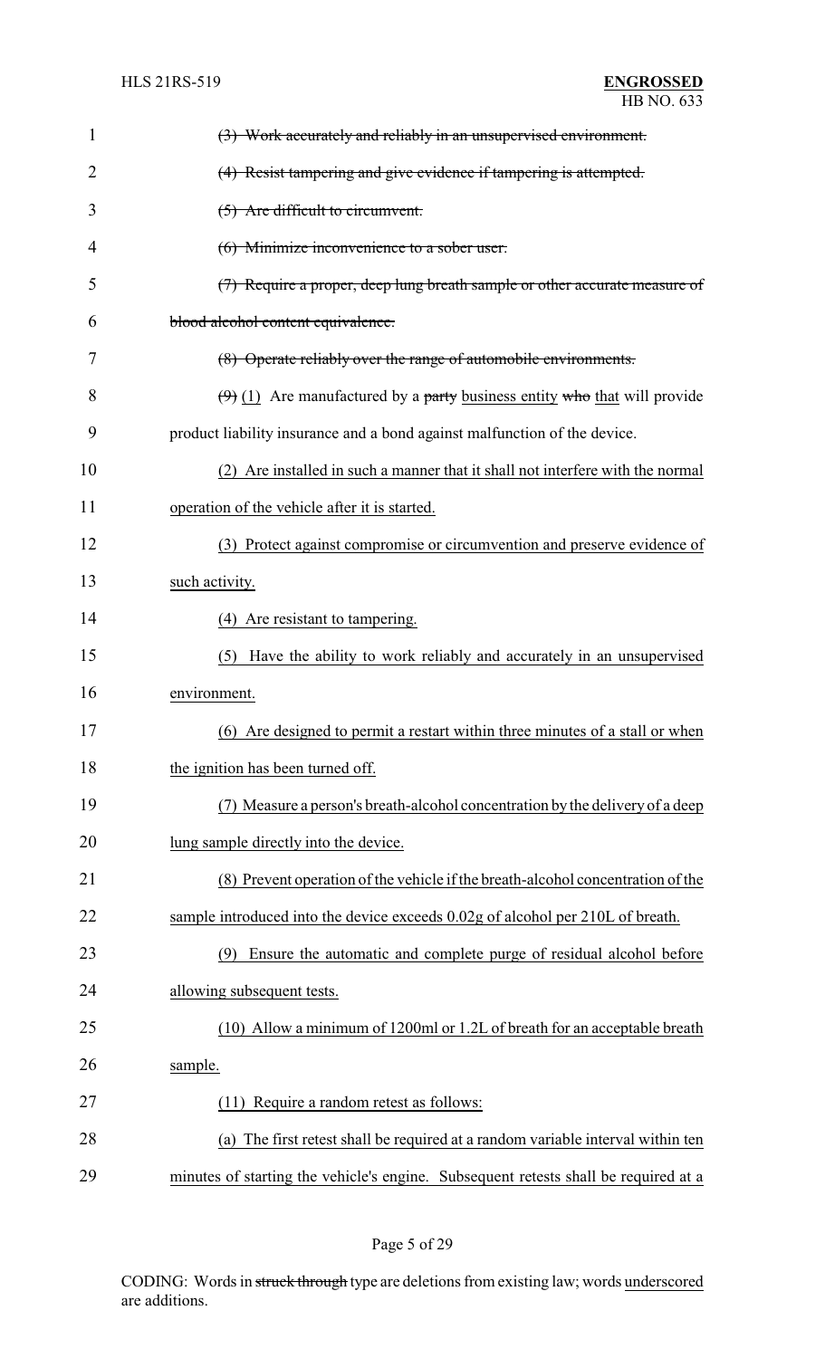~~(3) Work accurately and reliably in an unsupervised environment.~~

~~(4) Resist tampering and give evidence if tampering is attempted.~~

~~(5) Are difficult to circumvent.~~

~~(6) Minimize inconvenience to a sober user.~~

~~(7) Require a proper, deep lung breath sample or other accurate measure of blood alcohol content equivalence.~~

~~(8) Operate reliably over the range of automobile environments.~~

~~(9)~~ (1) Are manufactured by a ~~party~~ business entity ~~who~~ that will provide product liability insurance and a bond against malfunction of the device.

(2) Are installed in such a manner that it shall not interfere with the normal operation of the vehicle after it is started.

(3) Protect against compromise or circumvention and preserve evidence of such activity.

(4) Are resistant to tampering.

(5) Have the ability to work reliably and accurately in an unsupervised environment.

(6) Are designed to permit a restart within three minutes of a stall or when the ignition has been turned off.

(7) Measure a person's breath-alcohol concentration by the delivery of a deep lung sample directly into the device.

(8) Prevent operation of the vehicle if the breath-alcohol concentration of the sample introduced into the device exceeds 0.02g of alcohol per 210L of breath.

(9) Ensure the automatic and complete purge of residual alcohol before allowing subsequent tests.

(10) Allow a minimum of 1200ml or 1.2L of breath for an acceptable breath sample.

(11) Require a random retest as follows:

(a) The first retest shall be required at a random variable interval within ten minutes of starting the vehicle's engine. Subsequent retests shall be required at a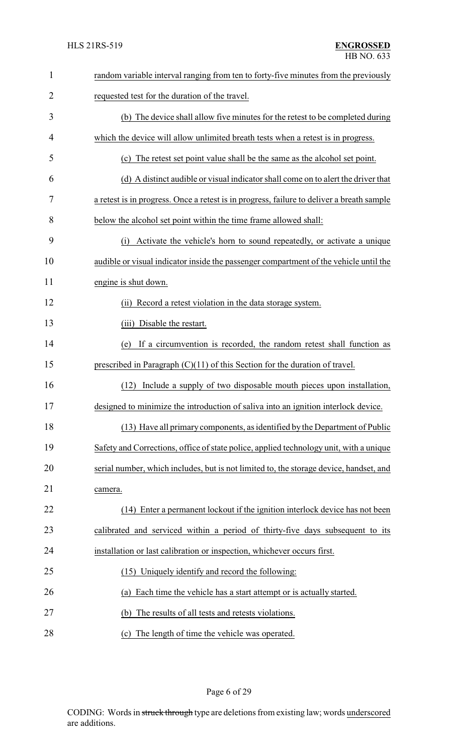random variable interval ranging from ten to forty-five minutes from the previously requested test for the duration of the travel.

(b) The device shall allow five minutes for the retest to be completed during which the device will allow unlimited breath tests when a retest is in progress.

(c) The retest set point value shall be the same as the alcohol set point.

(d) A distinct audible or visual indicator shall come on to alert the driver that a retest is in progress. Once a retest is in progress, failure to deliver a breath sample below the alcohol set point within the time frame allowed shall:

(i) Activate the vehicle's horn to sound repeatedly, or activate a unique audible or visual indicator inside the passenger compartment of the vehicle until the engine is shut down.

(ii) Record a retest violation in the data storage system.

(iii) Disable the restart.

(e) If a circumvention is recorded, the random retest shall function as prescribed in Paragraph (C)(11) of this Section for the duration of travel.

(12) Include a supply of two disposable mouth pieces upon installation, designed to minimize the introduction of saliva into an ignition interlock device.

(13) Have all primary components, as identified by the Department of Public Safety and Corrections, office of state police, applied technology unit, with a unique serial number, which includes, but is not limited to, the storage device, handset, and camera.

(14) Enter a permanent lockout if the ignition interlock device has not been calibrated and serviced within a period of thirty-five days subsequent to its installation or last calibration or inspection, whichever occurs first.

(15) Uniquely identify and record the following:

(a) Each time the vehicle has a start attempt or is actually started.

(b) The results of all tests and retests violations.

(c) The length of time the vehicle was operated.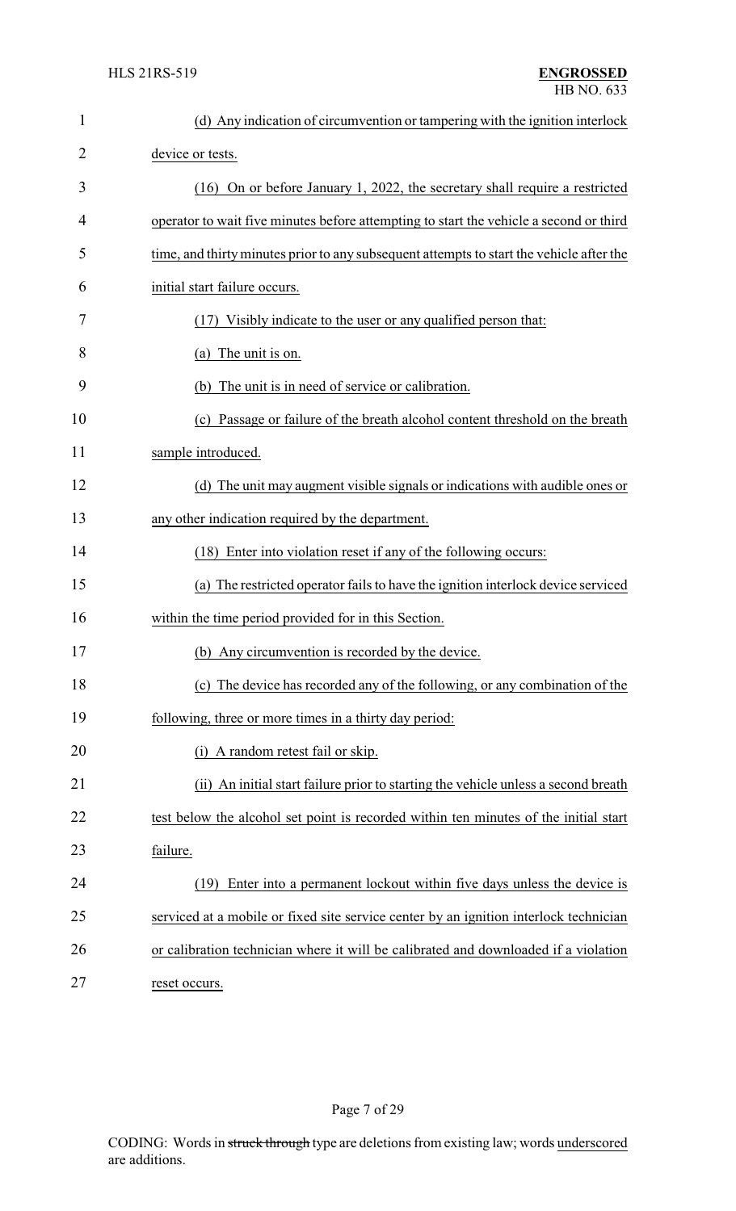(d) Any indication of circumvention or tampering with the ignition interlock device or tests.

(16) On or before January 1, 2022, the secretary shall require a restricted operator to wait five minutes before attempting to start the vehicle a second or third time, and thirty minutes prior to any subsequent attempts to start the vehicle after the initial start failure occurs.

(17) Visibly indicate to the user or any qualified person that:

(a) The unit is on.

(b) The unit is in need of service or calibration.

(c) Passage or failure of the breath alcohol content threshold on the breath sample introduced.

(d) The unit may augment visible signals or indications with audible ones or any other indication required by the department.

(18) Enter into violation reset if any of the following occurs:

(a) The restricted operator fails to have the ignition interlock device serviced within the time period provided for in this Section.

(b) Any circumvention is recorded by the device.

(c) The device has recorded any of the following, or any combination of the following, three or more times in a thirty day period:

(i) A random retest fail or skip.

(ii) An initial start failure prior to starting the vehicle unless a second breath test below the alcohol set point is recorded within ten minutes of the initial start failure.

(19) Enter into a permanent lockout within five days unless the device is serviced at a mobile or fixed site service center by an ignition interlock technician or calibration technician where it will be calibrated and downloaded if a violation reset occurs.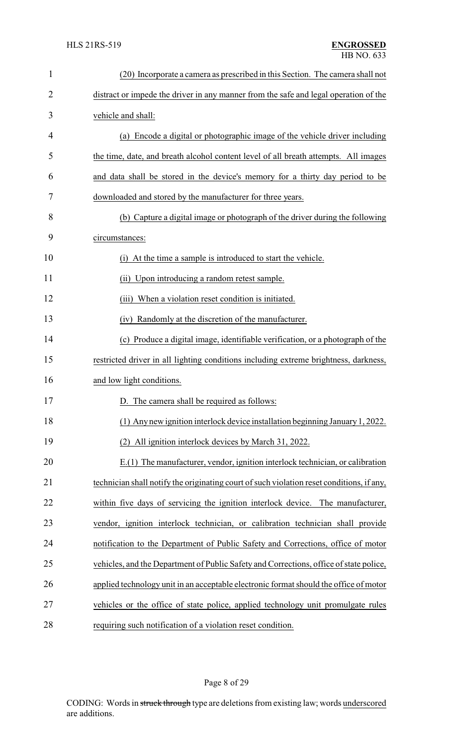(20) Incorporate a camera as prescribed in this Section. The camera shall not distract or impede the driver in any manner from the safe and legal operation of the vehicle and shall:

(a) Encode a digital or photographic image of the vehicle driver including the time, date, and breath alcohol content level of all breath attempts. All images and data shall be stored in the device's memory for a thirty day period to be downloaded and stored by the manufacturer for three years.

(b) Capture a digital image or photograph of the driver during the following circumstances:

(i) At the time a sample is introduced to start the vehicle.

(ii) Upon introducing a random retest sample.

(iii) When a violation reset condition is initiated.

(iv) Randomly at the discretion of the manufacturer.

(c) Produce a digital image, identifiable verification, or a photograph of the restricted driver in all lighting conditions including extreme brightness, darkness, and low light conditions.

D. The camera shall be required as follows:

(1) Any new ignition interlock device installation beginning January 1, 2022.

(2) All ignition interlock devices by March 31, 2022.

E.(1) The manufacturer, vendor, ignition interlock technician, or calibration technician shall notify the originating court of such violation reset conditions, if any, within five days of servicing the ignition interlock device. The manufacturer, vendor, ignition interlock technician, or calibration technician shall provide notification to the Department of Public Safety and Corrections, office of motor vehicles, and the Department of Public Safety and Corrections, office of state police, applied technology unit in an acceptable electronic format should the office of motor vehicles or the office of state police, applied technology unit promulgate rules requiring such notification of a violation reset condition.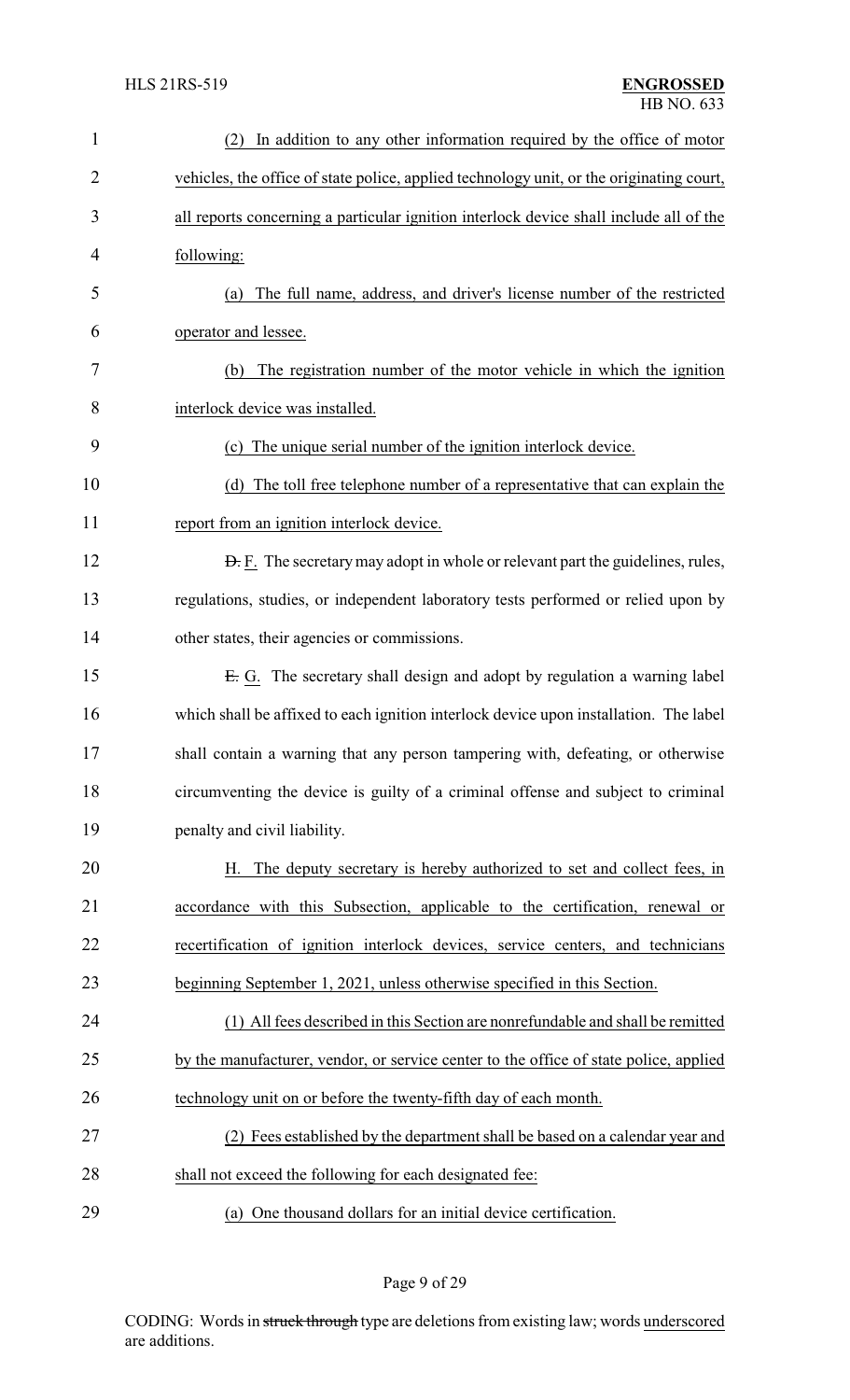(2) In addition to any other information required by the office of motor vehicles, the office of state police, applied technology unit, or the originating court, all reports concerning a particular ignition interlock device shall include all of the following:

(a) The full name, address, and driver's license number of the restricted operator and lessee.

(b) The registration number of the motor vehicle in which the ignition interlock device was installed.

(c) The unique serial number of the ignition interlock device.

(d) The toll free telephone number of a representative that can explain the report from an ignition interlock device.

~~D.~~ F. The secretary may adopt in whole or relevant part the guidelines, rules, regulations, studies, or independent laboratory tests performed or relied upon by other states, their agencies or commissions.

~~E.~~ G. The secretary shall design and adopt by regulation a warning label which shall be affixed to each ignition interlock device upon installation. The label shall contain a warning that any person tampering with, defeating, or otherwise circumventing the device is guilty of a criminal offense and subject to criminal penalty and civil liability.

H. The deputy secretary is hereby authorized to set and collect fees, in accordance with this Subsection, applicable to the certification, renewal or recertification of ignition interlock devices, service centers, and technicians beginning September 1, 2021, unless otherwise specified in this Section.

(1) All fees described in this Section are nonrefundable and shall be remitted by the manufacturer, vendor, or service center to the office of state police, applied technology unit on or before the twenty-fifth day of each month.

(2) Fees established by the department shall be based on a calendar year and shall not exceed the following for each designated fee:

(a) One thousand dollars for an initial device certification.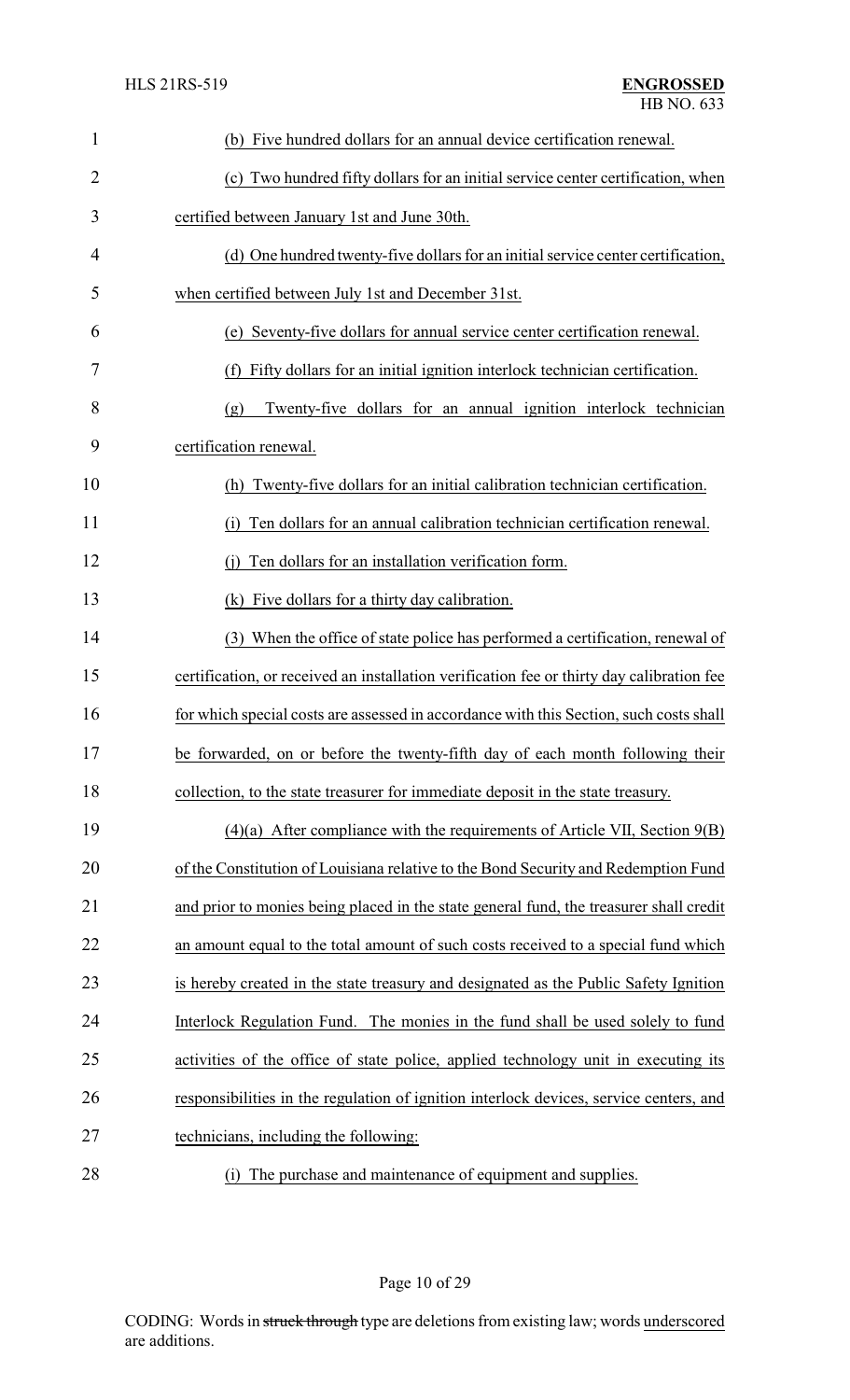(b) Five hundred dollars for an annual device certification renewal.

(c) Two hundred fifty dollars for an initial service center certification, when certified between January 1st and June 30th.

(d) One hundred twenty-five dollars for an initial service center certification, when certified between July 1st and December 31st.

(e) Seventy-five dollars for annual service center certification renewal.

(f) Fifty dollars for an initial ignition interlock technician certification.

(g) Twenty-five dollars for an annual ignition interlock technician certification renewal.

(h) Twenty-five dollars for an initial calibration technician certification.

(i) Ten dollars for an annual calibration technician certification renewal.

(j) Ten dollars for an installation verification form.

(k) Five dollars for a thirty day calibration.

(3) When the office of state police has performed a certification, renewal of certification, or received an installation verification fee or thirty day calibration fee for which special costs are assessed in accordance with this Section, such costs shall be forwarded, on or before the twenty-fifth day of each month following their collection, to the state treasurer for immediate deposit in the state treasury.

(4)(a) After compliance with the requirements of Article VII, Section 9(B) of the Constitution of Louisiana relative to the Bond Security and Redemption Fund and prior to monies being placed in the state general fund, the treasurer shall credit an amount equal to the total amount of such costs received to a special fund which is hereby created in the state treasury and designated as the Public Safety Ignition Interlock Regulation Fund. The monies in the fund shall be used solely to fund activities of the office of state police, applied technology unit in executing its responsibilities in the regulation of ignition interlock devices, service centers, and technicians, including the following:

(i) The purchase and maintenance of equipment and supplies.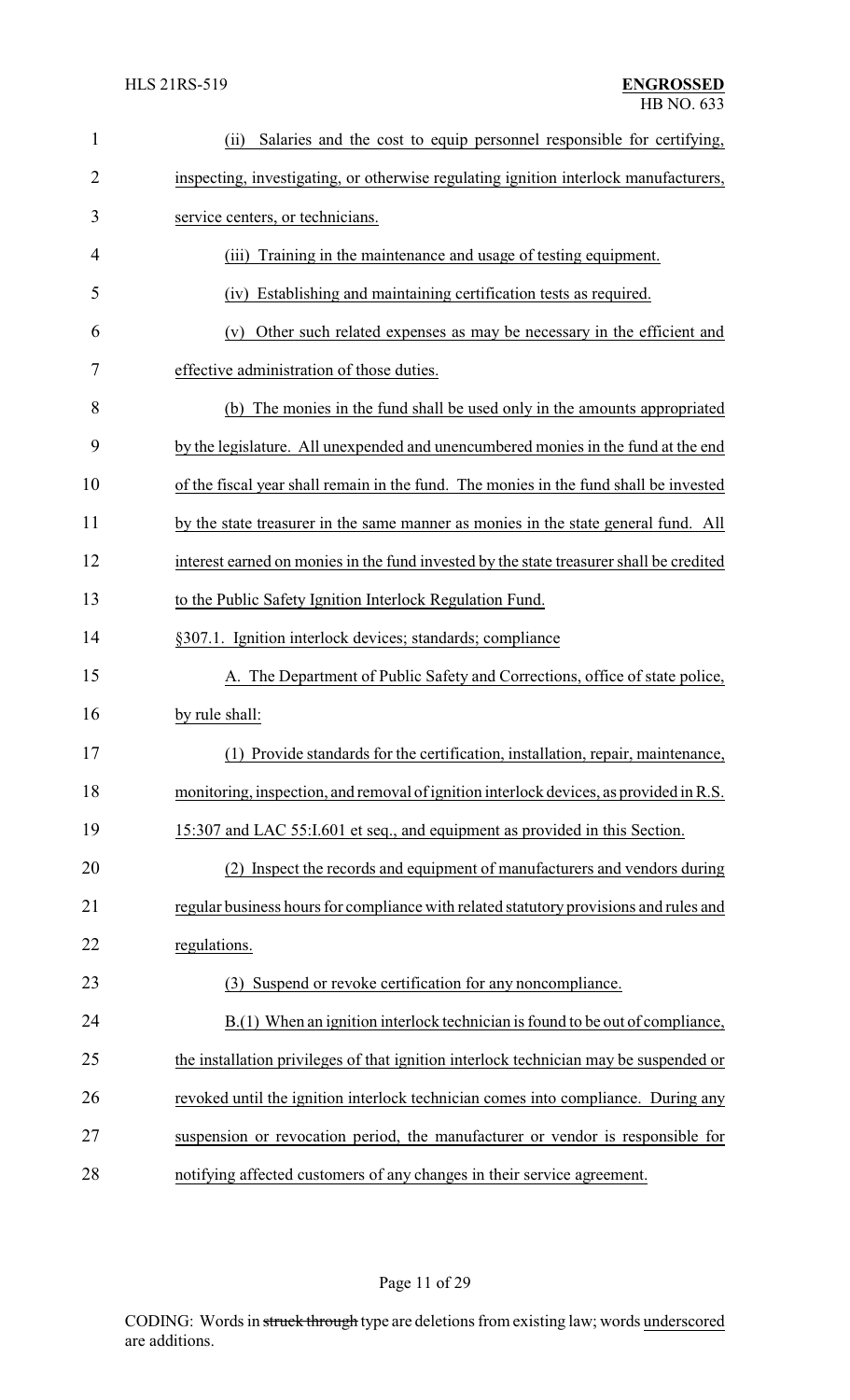(ii) Salaries and the cost to equip personnel responsible for certifying, inspecting, investigating, or otherwise regulating ignition interlock manufacturers, service centers, or technicians.

(iii) Training in the maintenance and usage of testing equipment.

(iv) Establishing and maintaining certification tests as required.

(v) Other such related expenses as may be necessary in the efficient and effective administration of those duties.

(b) The monies in the fund shall be used only in the amounts appropriated by the legislature. All unexpended and unencumbered monies in the fund at the end of the fiscal year shall remain in the fund. The monies in the fund shall be invested by the state treasurer in the same manner as monies in the state general fund. All interest earned on monies in the fund invested by the state treasurer shall be credited to the Public Safety Ignition Interlock Regulation Fund.

§307.1. Ignition interlock devices; standards; compliance

A. The Department of Public Safety and Corrections, office of state police, by rule shall:

(1) Provide standards for the certification, installation, repair, maintenance, monitoring, inspection, and removal of ignition interlock devices, as provided in R.S. 15:307 and LAC 55:I.601 et seq., and equipment as provided in this Section.

(2) Inspect the records and equipment of manufacturers and vendors during regular business hours for compliance with related statutory provisions and rules and regulations.

(3) Suspend or revoke certification for any noncompliance.

B.(1) When an ignition interlock technician is found to be out of compliance, the installation privileges of that ignition interlock technician may be suspended or revoked until the ignition interlock technician comes into compliance. During any suspension or revocation period, the manufacturer or vendor is responsible for notifying affected customers of any changes in their service agreement.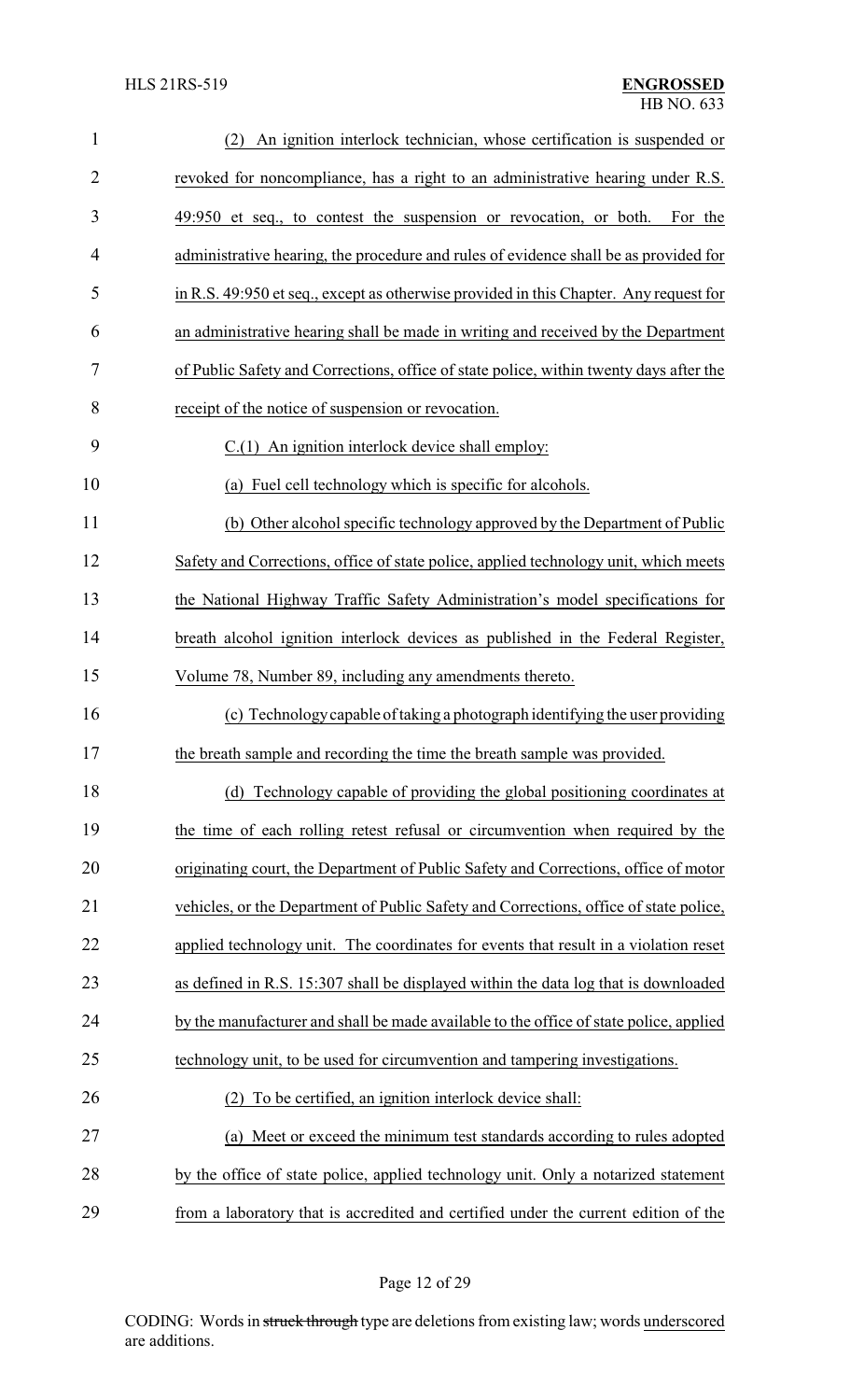(2) An ignition interlock technician, whose certification is suspended or revoked for noncompliance, has a right to an administrative hearing under R.S. 49:950 et seq., to contest the suspension or revocation, or both. For the administrative hearing, the procedure and rules of evidence shall be as provided for in R.S. 49:950 et seq., except as otherwise provided in this Chapter. Any request for an administrative hearing shall be made in writing and received by the Department of Public Safety and Corrections, office of state police, within twenty days after the receipt of the notice of suspension or revocation.

C.(1) An ignition interlock device shall employ:

(a) Fuel cell technology which is specific for alcohols.

(b) Other alcohol specific technology approved by the Department of Public Safety and Corrections, office of state police, applied technology unit, which meets the National Highway Traffic Safety Administration's model specifications for breath alcohol ignition interlock devices as published in the Federal Register, Volume 78, Number 89, including any amendments thereto.

(c) Technology capable of taking a photograph identifying the user providing the breath sample and recording the time the breath sample was provided.

(d) Technology capable of providing the global positioning coordinates at the time of each rolling retest refusal or circumvention when required by the originating court, the Department of Public Safety and Corrections, office of motor vehicles, or the Department of Public Safety and Corrections, office of state police, applied technology unit. The coordinates for events that result in a violation reset as defined in R.S. 15:307 shall be displayed within the data log that is downloaded by the manufacturer and shall be made available to the office of state police, applied technology unit, to be used for circumvention and tampering investigations.

(2) To be certified, an ignition interlock device shall:

(a) Meet or exceed the minimum test standards according to rules adopted by the office of state police, applied technology unit. Only a notarized statement from a laboratory that is accredited and certified under the current edition of the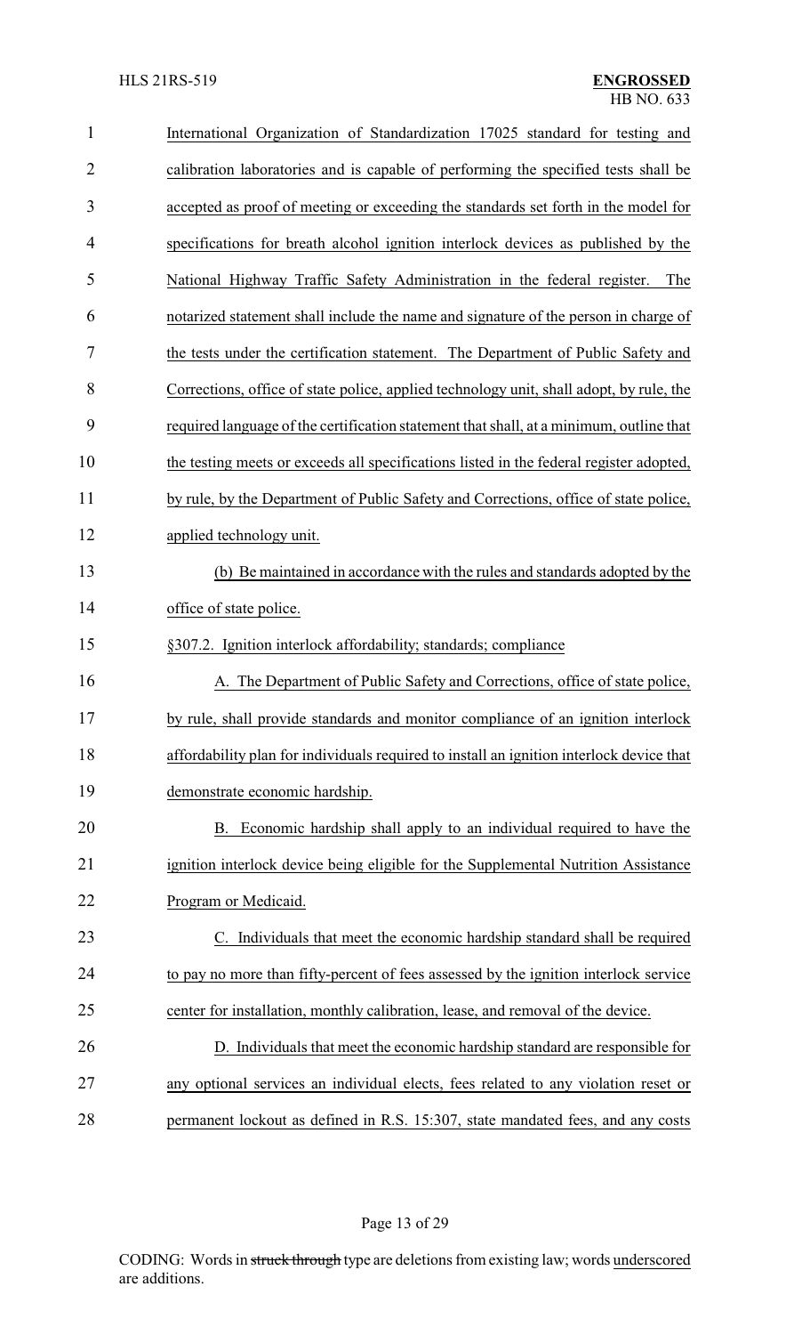International Organization of Standardization 17025 standard for testing and calibration laboratories and is capable of performing the specified tests shall be accepted as proof of meeting or exceeding the standards set forth in the model for specifications for breath alcohol ignition interlock devices as published by the National Highway Traffic Safety Administration in the federal register. The notarized statement shall include the name and signature of the person in charge of the tests under the certification statement. The Department of Public Safety and Corrections, office of state police, applied technology unit, shall adopt, by rule, the required language of the certification statement that shall, at a minimum, outline that the testing meets or exceeds all specifications listed in the federal register adopted, by rule, by the Department of Public Safety and Corrections, office of state police, applied technology unit.

(b) Be maintained in accordance with the rules and standards adopted by the office of state police.

§307.2. Ignition interlock affordability; standards; compliance

A. The Department of Public Safety and Corrections, office of state police, by rule, shall provide standards and monitor compliance of an ignition interlock affordability plan for individuals required to install an ignition interlock device that demonstrate economic hardship.

B. Economic hardship shall apply to an individual required to have the ignition interlock device being eligible for the Supplemental Nutrition Assistance Program or Medicaid.

C. Individuals that meet the economic hardship standard shall be required to pay no more than fifty-percent of fees assessed by the ignition interlock service center for installation, monthly calibration, lease, and removal of the device.

D. Individuals that meet the economic hardship standard are responsible for any optional services an individual elects, fees related to any violation reset or permanent lockout as defined in R.S. 15:307, state mandated fees, and any costs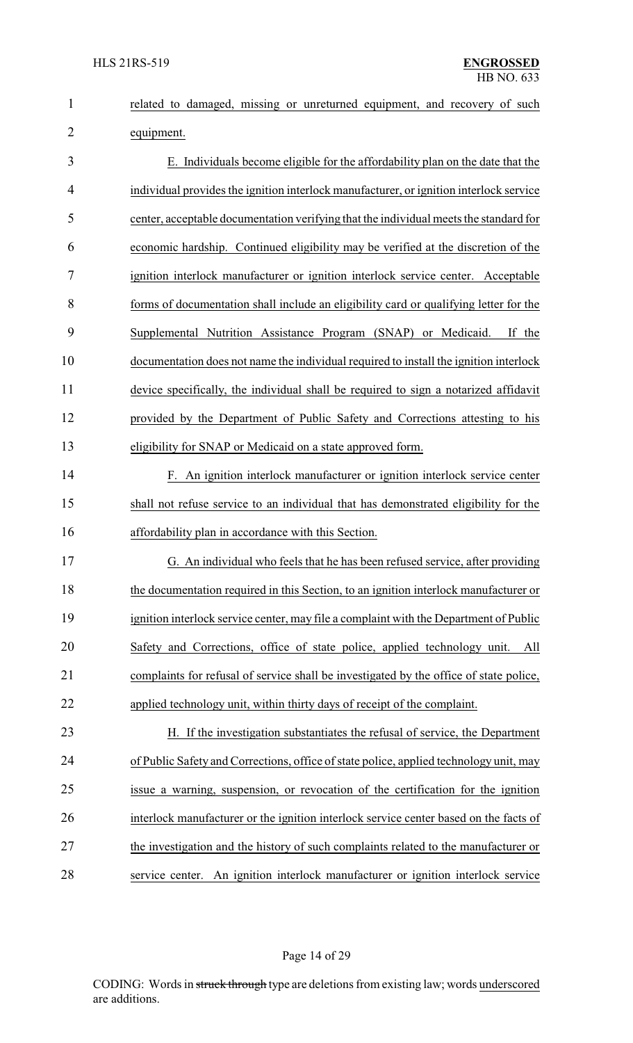related to damaged, missing or unreturned equipment, and recovery of such equipment.

E. Individuals become eligible for the affordability plan on the date that the individual provides the ignition interlock manufacturer, or ignition interlock service center, acceptable documentation verifying that the individual meets the standard for economic hardship. Continued eligibility may be verified at the discretion of the ignition interlock manufacturer or ignition interlock service center. Acceptable forms of documentation shall include an eligibility card or qualifying letter for the Supplemental Nutrition Assistance Program (SNAP) or Medicaid. If the documentation does not name the individual required to install the ignition interlock device specifically, the individual shall be required to sign a notarized affidavit provided by the Department of Public Safety and Corrections attesting to his eligibility for SNAP or Medicaid on a state approved form.

F. An ignition interlock manufacturer or ignition interlock service center shall not refuse service to an individual that has demonstrated eligibility for the affordability plan in accordance with this Section.

G. An individual who feels that he has been refused service, after providing the documentation required in this Section, to an ignition interlock manufacturer or ignition interlock service center, may file a complaint with the Department of Public Safety and Corrections, office of state police, applied technology unit. All complaints for refusal of service shall be investigated by the office of state police, applied technology unit, within thirty days of receipt of the complaint.

H. If the investigation substantiates the refusal of service, the Department of Public Safety and Corrections, office of state police, applied technology unit, may issue a warning, suspension, or revocation of the certification for the ignition interlock manufacturer or the ignition interlock service center based on the facts of the investigation and the history of such complaints related to the manufacturer or service center. An ignition interlock manufacturer or ignition interlock service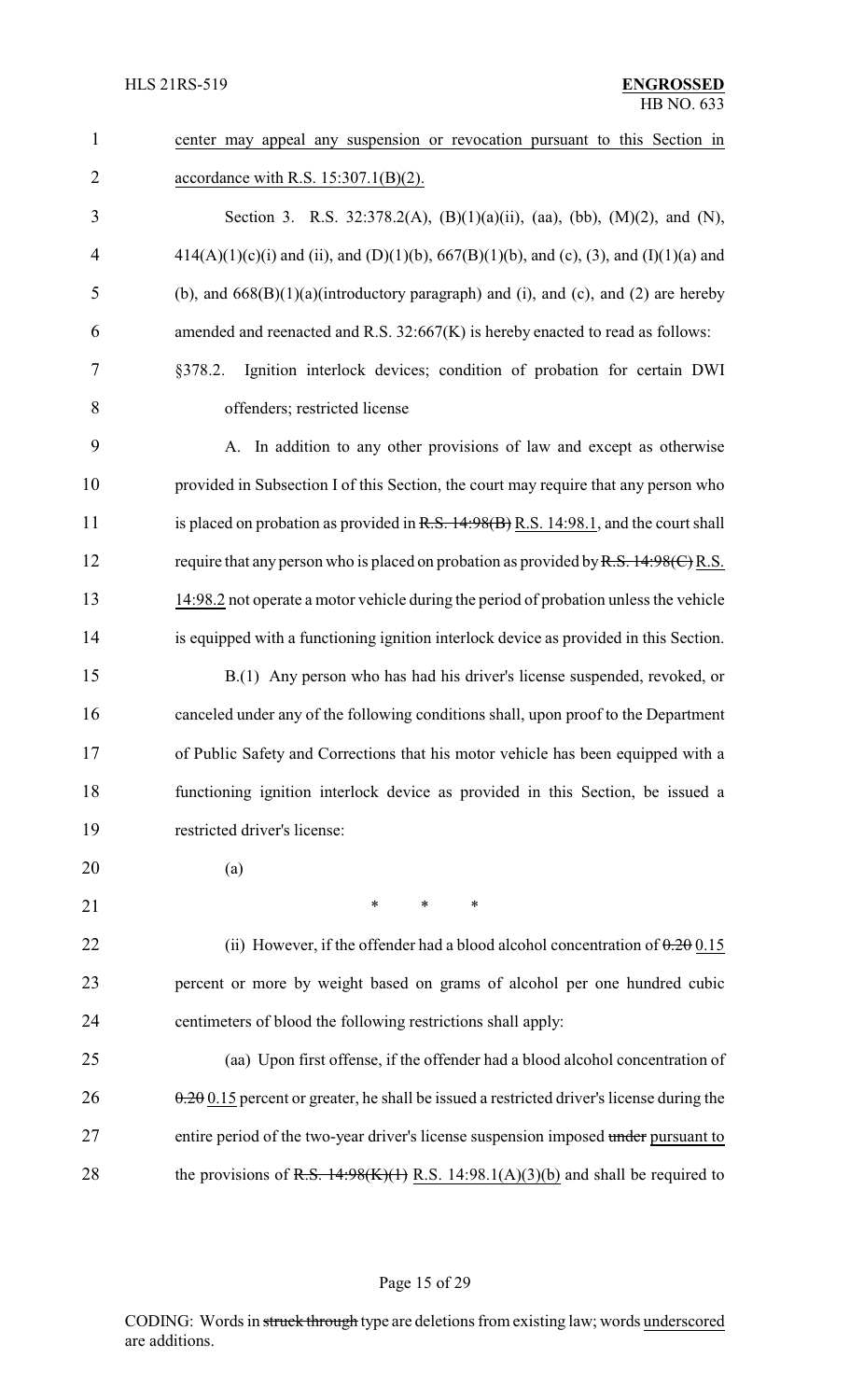center may appeal any suspension or revocation pursuant to this Section in accordance with R.S. 15:307.1(B)(2).

Section 3. R.S. 32:378.2(A), (B)(1)(a)(ii), (aa), (bb), (M)(2), and (N), 414(A)(1)(c)(i) and (ii), and (D)(1)(b), 667(B)(1)(b), and (c), (3), and (I)(1)(a) and (b), and 668(B)(1)(a)(introductory paragraph) and (i), and (c), and (2) are hereby amended and reenacted and R.S. 32:667(K) is hereby enacted to read as follows:

§378.2. Ignition interlock devices; condition of probation for certain DWI offenders; restricted license

A. In addition to any other provisions of law and except as otherwise provided in Subsection I of this Section, the court may require that any person who is placed on probation as provided in ~~R.S. 14:98(B)~~ R.S. 14:98.1, and the court shall require that any person who is placed on probation as provided by ~~R.S. 14:98(C)~~ R.S. 14:98.2 not operate a motor vehicle during the period of probation unless the vehicle is equipped with a functioning ignition interlock device as provided in this Section.

B.(1) Any person who has had his driver's license suspended, revoked, or canceled under any of the following conditions shall, upon proof to the Department of Public Safety and Corrections that his motor vehicle has been equipped with a functioning ignition interlock device as provided in this Section, be issued a restricted driver's license:

(a)

\* \* \*

(ii) However, if the offender had a blood alcohol concentration of ~~0.20~~ 0.15 percent or more by weight based on grams of alcohol per one hundred cubic centimeters of blood the following restrictions shall apply:

(aa) Upon first offense, if the offender had a blood alcohol concentration of ~~0.20~~ 0.15 percent or greater, he shall be issued a restricted driver's license during the entire period of the two-year driver's license suspension imposed ~~under~~ pursuant to the provisions of ~~R.S. 14:98(K)(1)~~ R.S. 14:98.1(A)(3)(b) and shall be required to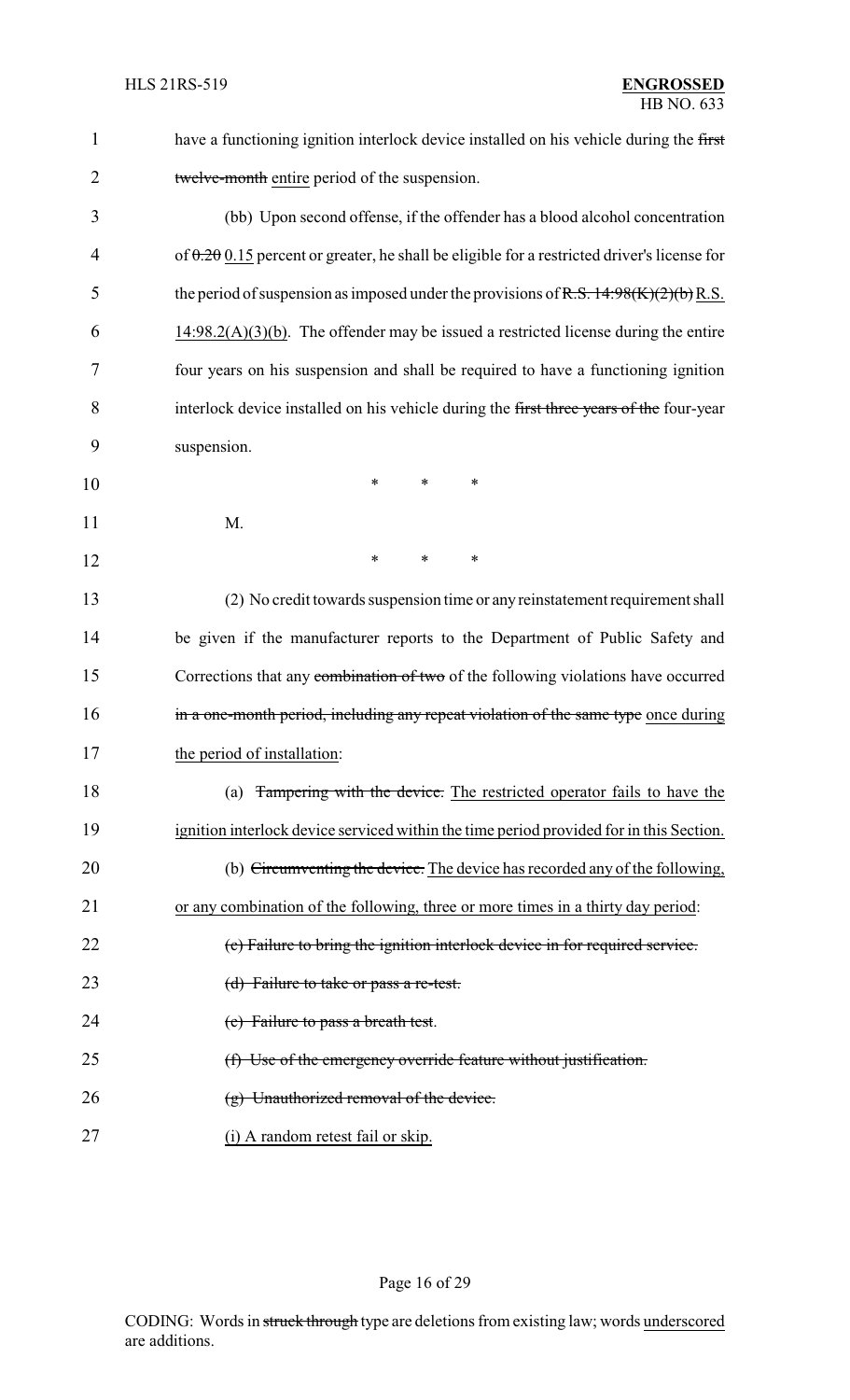have a functioning ignition interlock device installed on his vehicle during the ~~first twelve-month~~ entire period of the suspension.

(bb) Upon second offense, if the offender has a blood alcohol concentration of ~~0.20~~ 0.15 percent or greater, he shall be eligible for a restricted driver's license for the period of suspension as imposed under the provisions of ~~R.S. 14:98(K)(2)(b)~~ R.S. 14:98.2(A)(3)(b). The offender may be issued a restricted license during the entire four years on his suspension and shall be required to have a functioning ignition interlock device installed on his vehicle during the ~~first three years of the~~ four-year suspension.

\* \* \*

M.

\* \* \*

(2) No credit towards suspension time or any reinstatement requirement shall be given if the manufacturer reports to the Department of Public Safety and Corrections that any ~~combination of two~~ of the following violations have occurred ~~in a one-month period, including any repeat violation of the same type~~ once during the period of installation:

(a) ~~Tampering with the device.~~ The restricted operator fails to have the ignition interlock device serviced within the time period provided for in this Section.

(b) ~~Circumventing the device.~~ The device has recorded any of the following, or any combination of the following, three or more times in a thirty day period:

~~(c) Failure to bring the ignition interlock device in for required service.~~

~~(d) Failure to take or pass a re-test.~~

~~(e) Failure to pass a breath test.~~

~~(f) Use of the emergency override feature without justification.~~

~~(g) Unauthorized removal of the device.~~

(i) A random retest fail or skip.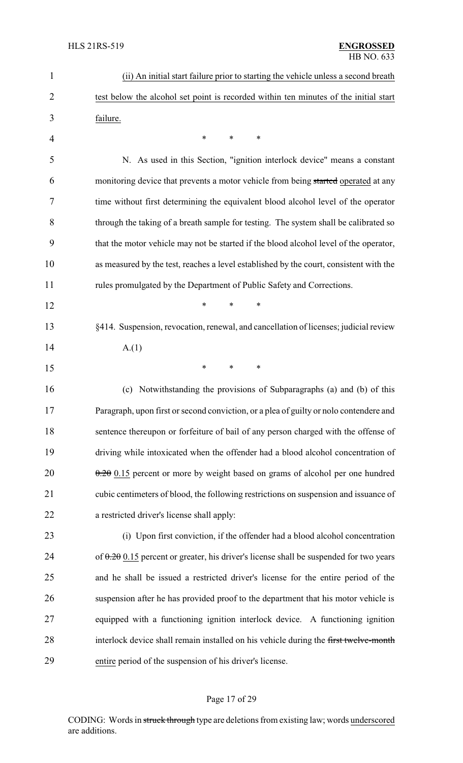(ii) An initial start failure prior to starting the vehicle unless a second breath test below the alcohol set point is recorded within ten minutes of the initial start failure.

\* \* \*

N. As used in this Section, "ignition interlock device" means a constant monitoring device that prevents a motor vehicle from being ~~started~~ operated at any time without first determining the equivalent blood alcohol level of the operator through the taking of a breath sample for testing. The system shall be calibrated so that the motor vehicle may not be started if the blood alcohol level of the operator, as measured by the test, reaches a level established by the court, consistent with the rules promulgated by the Department of Public Safety and Corrections.

\* \* \*

§414. Suspension, revocation, renewal, and cancellation of licenses; judicial review

A.(1)

\* \* \*

(c) Notwithstanding the provisions of Subparagraphs (a) and (b) of this Paragraph, upon first or second conviction, or a plea of guilty or nolo contendere and sentence thereupon or forfeiture of bail of any person charged with the offense of driving while intoxicated when the offender had a blood alcohol concentration of ~~0.20~~ 0.15 percent or more by weight based on grams of alcohol per one hundred cubic centimeters of blood, the following restrictions on suspension and issuance of a restricted driver's license shall apply:

(i) Upon first conviction, if the offender had a blood alcohol concentration of ~~0.20~~ 0.15 percent or greater, his driver's license shall be suspended for two years and he shall be issued a restricted driver's license for the entire period of the suspension after he has provided proof to the department that his motor vehicle is equipped with a functioning ignition interlock device. A functioning ignition interlock device shall remain installed on his vehicle during the ~~first twelve-month~~ entire period of the suspension of his driver's license.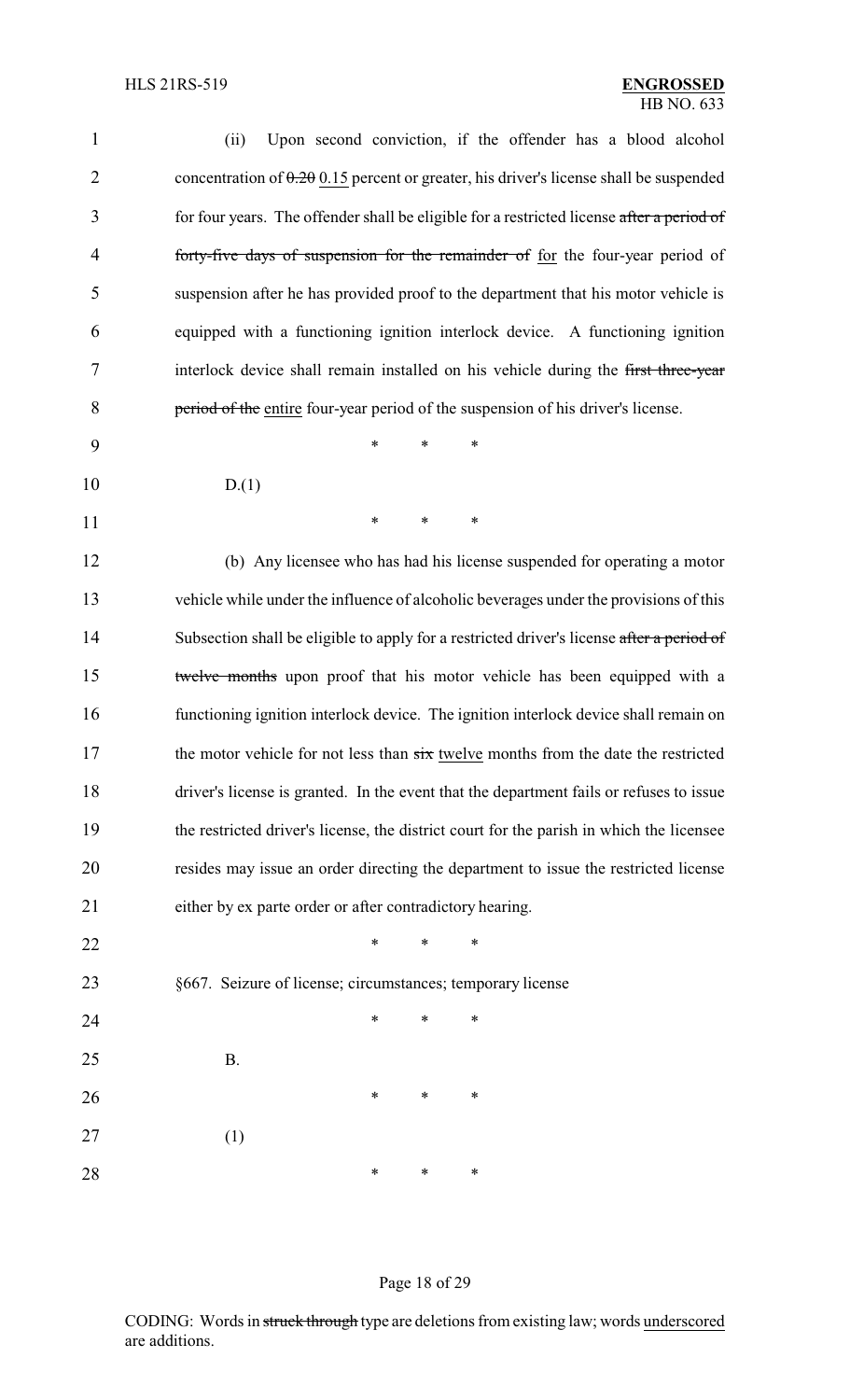(ii) Upon second conviction, if the offender has a blood alcohol concentration of ~~0.20~~ <u>0.15</u> percent or greater, his driver's license shall be suspended for four years. The offender shall be eligible for a restricted license ~~after a period of forty-five days of suspension for the remainder of~~ <u>for</u> the four-year period of suspension after he has provided proof to the department that his motor vehicle is equipped with a functioning ignition interlock device. A functioning ignition interlock device shall remain installed on his vehicle during the ~~first three-year period of the~~ <u>entire</u> four-year period of the suspension of his driver's license.

\* \* \*

D.(1)

\* \* \*

(b) Any licensee who has had his license suspended for operating a motor vehicle while under the influence of alcoholic beverages under the provisions of this Subsection shall be eligible to apply for a restricted driver's license ~~after a period of twelve months~~ upon proof that his motor vehicle has been equipped with a functioning ignition interlock device. The ignition interlock device shall remain on the motor vehicle for not less than ~~six~~ <u>twelve</u> months from the date the restricted driver's license is granted. In the event that the department fails or refuses to issue the restricted driver's license, the district court for the parish in which the licensee resides may issue an order directing the department to issue the restricted license either by ex parte order or after contradictory hearing.

\* \* \*

§667. Seizure of license; circumstances; temporary license

\* \* \*

B.

\* \* \*

(1)

\* \* \*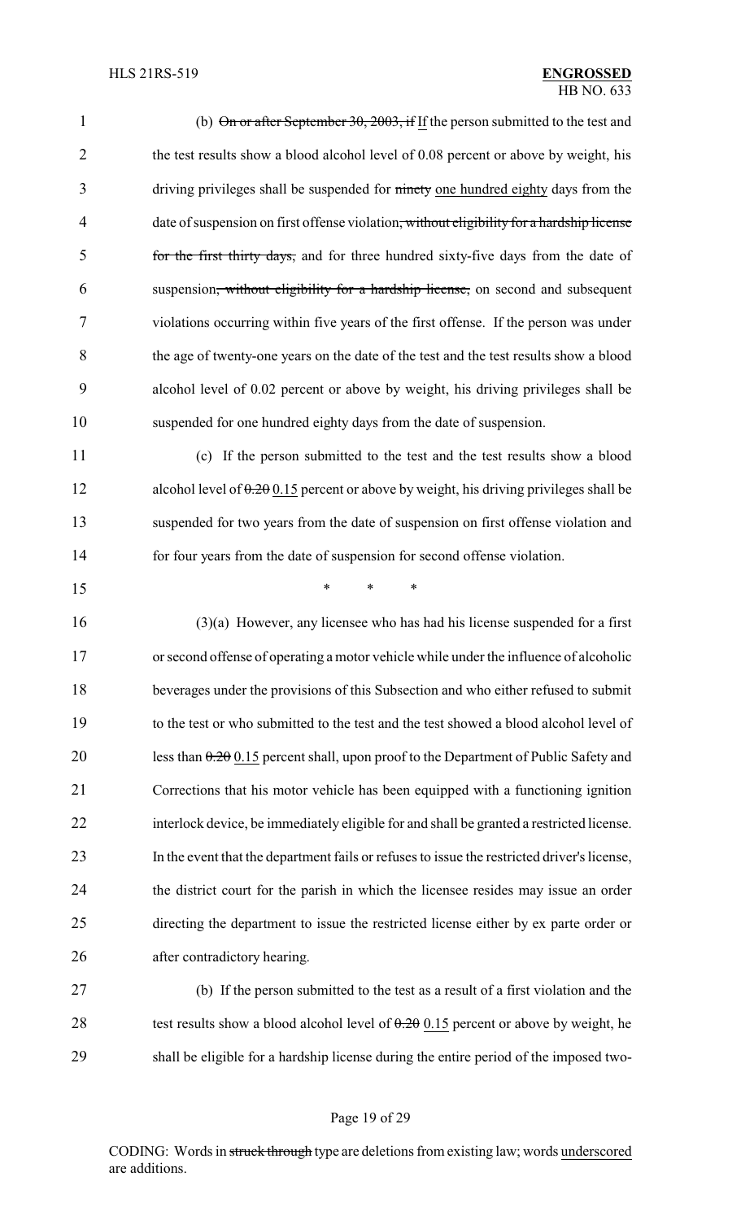(b) ~~On or after September 30, 2003, if~~ If the person submitted to the test and the test results show a blood alcohol level of 0.08 percent or above by weight, his driving privileges shall be suspended for ~~ninety~~ one hundred eighty days from the date of suspension on first offense violation~~, without eligibility for a hardship license for the first thirty days,~~ and for three hundred sixty-five days from the date of suspension~~, without eligibility for a hardship license,~~ on second and subsequent violations occurring within five years of the first offense. If the person was under the age of twenty-one years on the date of the test and the test results show a blood alcohol level of 0.02 percent or above by weight, his driving privileges shall be suspended for one hundred eighty days from the date of suspension.

(c) If the person submitted to the test and the test results show a blood alcohol level of ~~0.20~~ 0.15 percent or above by weight, his driving privileges shall be suspended for two years from the date of suspension on first offense violation and for four years from the date of suspension for second offense violation.

\* \* \*

(3)(a) However, any licensee who has had his license suspended for a first or second offense of operating a motor vehicle while under the influence of alcoholic beverages under the provisions of this Subsection and who either refused to submit to the test or who submitted to the test and the test showed a blood alcohol level of less than ~~0.20~~ 0.15 percent shall, upon proof to the Department of Public Safety and Corrections that his motor vehicle has been equipped with a functioning ignition interlock device, be immediately eligible for and shall be granted a restricted license. In the event that the department fails or refuses to issue the restricted driver's license, the district court for the parish in which the licensee resides may issue an order directing the department to issue the restricted license either by ex parte order or after contradictory hearing.

(b) If the person submitted to the test as a result of a first violation and the test results show a blood alcohol level of ~~0.20~~ 0.15 percent or above by weight, he shall be eligible for a hardship license during the entire period of the imposed two-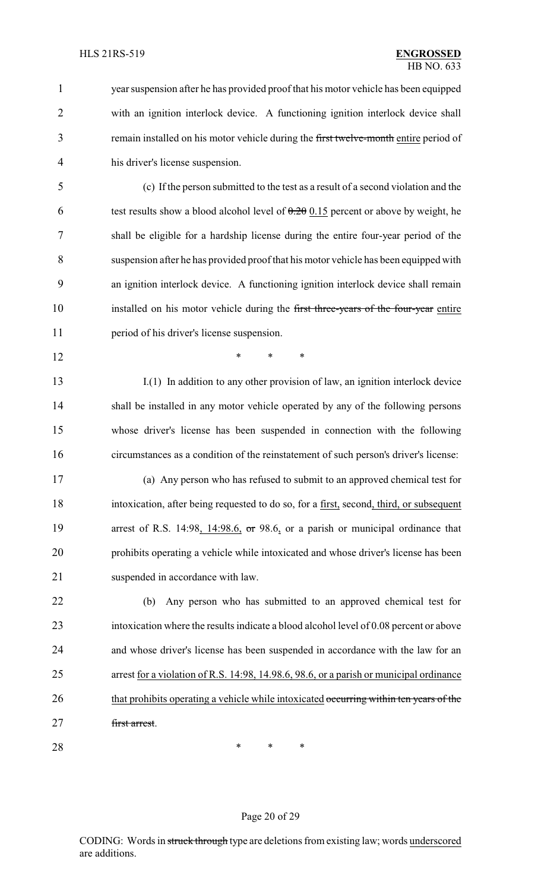year suspension after he has provided proof that his motor vehicle has been equipped with an ignition interlock device. A functioning ignition interlock device shall remain installed on his motor vehicle during the ~~first twelve-month~~ entire period of his driver's license suspension.

(c) If the person submitted to the test as a result of a second violation and the test results show a blood alcohol level of ~~0.20~~ 0.15 percent or above by weight, he shall be eligible for a hardship license during the entire four-year period of the suspension after he has provided proof that his motor vehicle has been equipped with an ignition interlock device. A functioning ignition interlock device shall remain installed on his motor vehicle during the ~~first three-years of the four-year~~ entire period of his driver's license suspension.

\* \* \*

I.(1) In addition to any other provision of law, an ignition interlock device shall be installed in any motor vehicle operated by any of the following persons whose driver's license has been suspended in connection with the following circumstances as a condition of the reinstatement of such person's driver's license:

(a) Any person who has refused to submit to an approved chemical test for intoxication, after being requested to do so, for a first, second, third, or subsequent arrest of R.S. 14:98, 14:98.6, ~~or~~ 98.6, or a parish or municipal ordinance that prohibits operating a vehicle while intoxicated and whose driver's license has been suspended in accordance with law.

(b) Any person who has submitted to an approved chemical test for intoxication where the results indicate a blood alcohol level of 0.08 percent or above and whose driver's license has been suspended in accordance with the law for an arrest for a violation of R.S. 14:98, 14.98.6, 98.6, or a parish or municipal ordinance that prohibits operating a vehicle while intoxicated ~~occurring within ten years of the first arrest~~.

\* \* \*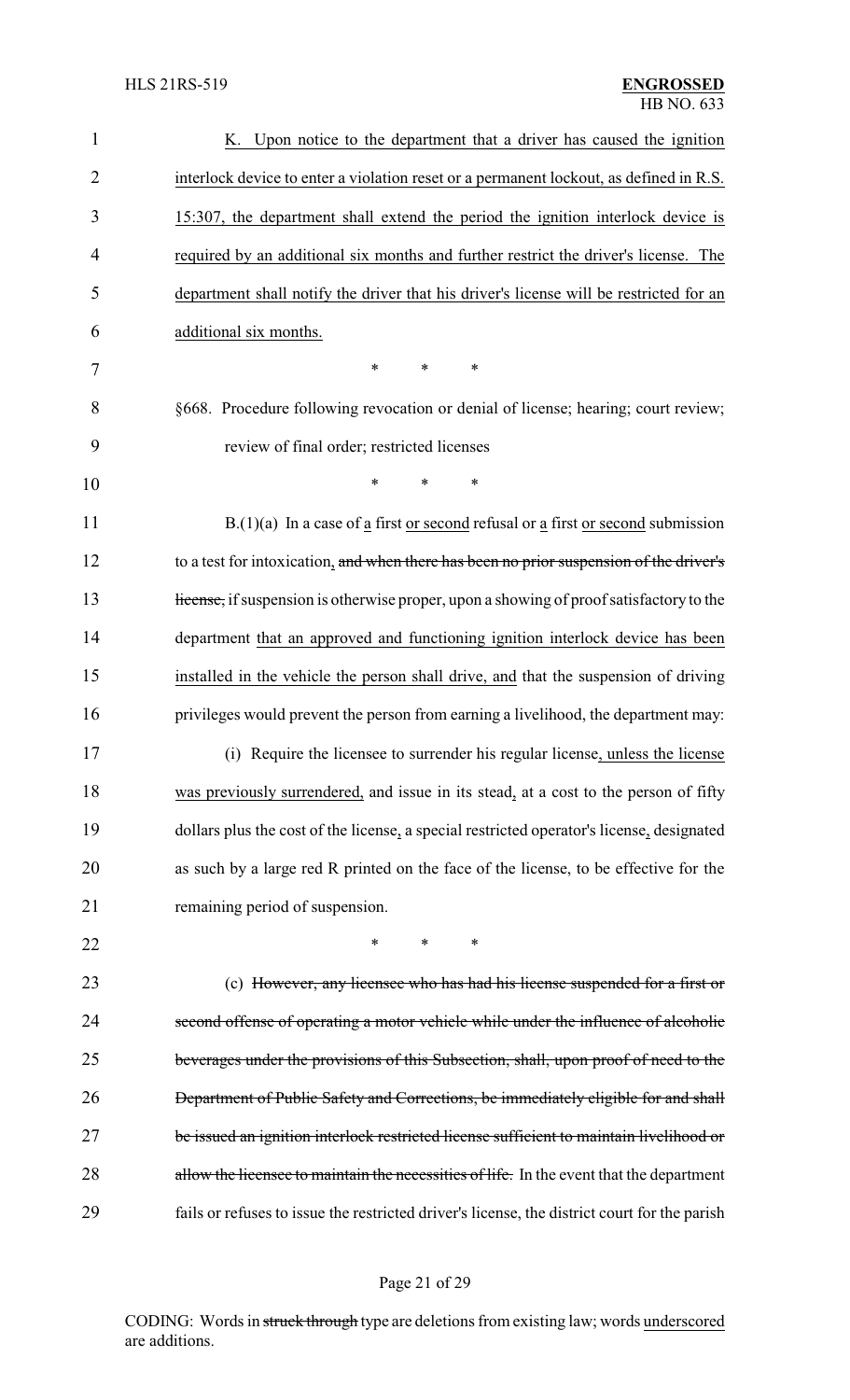K. Upon notice to the department that a driver has caused the ignition interlock device to enter a violation reset or a permanent lockout, as defined in R.S. 15:307, the department shall extend the period the ignition interlock device is required by an additional six months and further restrict the driver's license. The department shall notify the driver that his driver's license will be restricted for an additional six months.

\* \* \*

§668. Procedure following revocation or denial of license; hearing; court review; review of final order; restricted licenses

\* \* \*

B.(1)(a) In a case of a first or second refusal or a first or second submission to a test for intoxication, ~~and when there has been no prior suspension of the driver's license,~~ if suspension is otherwise proper, upon a showing of proof satisfactory to the department that an approved and functioning ignition interlock device has been installed in the vehicle the person shall drive, and that the suspension of driving privileges would prevent the person from earning a livelihood, the department may:

(i) Require the licensee to surrender his regular license, unless the license was previously surrendered, and issue in its stead, at a cost to the person of fifty dollars plus the cost of the license, a special restricted operator's license, designated as such by a large red R printed on the face of the license, to be effective for the remaining period of suspension.

\* \* \*

(c) ~~However, any licensee who has had his license suspended for a first or second offense of operating a motor vehicle while under the influence of alcoholic beverages under the provisions of this Subsection, shall, upon proof of need to the Department of Public Safety and Corrections, be immediately eligible for and shall be issued an ignition interlock restricted license sufficient to maintain livelihood or allow the licensee to maintain the necessities of life.~~ In the event that the department fails or refuses to issue the restricted driver's license, the district court for the parish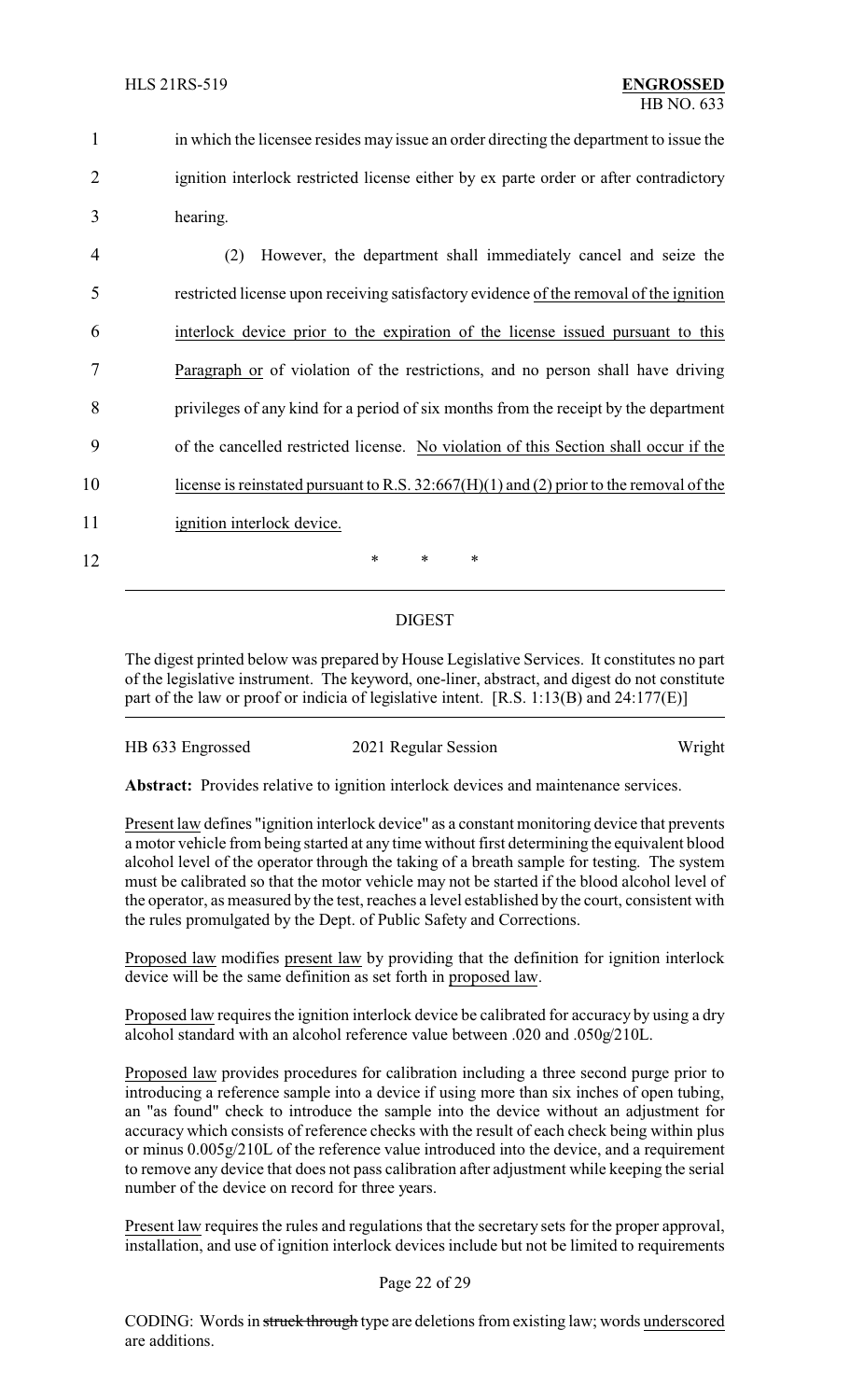in which the licensee resides may issue an order directing the department to issue the ignition interlock restricted license either by ex parte order or after contradictory hearing.

(2) However, the department shall immediately cancel and seize the restricted license upon receiving satisfactory evidence of the removal of the ignition interlock device prior to the expiration of the license issued pursuant to this Paragraph or of violation of the restrictions, and no person shall have driving privileges of any kind for a period of six months from the receipt by the department of the cancelled restricted license. No violation of this Section shall occur if the license is reinstated pursuant to R.S. 32:667(H)(1) and (2) prior to the removal of the ignition interlock device.

\* \* \*

## DIGEST

The digest printed below was prepared by House Legislative Services. It constitutes no part of the legislative instrument. The keyword, one-liner, abstract, and digest do not constitute part of the law or proof or indicia of legislative intent. [R.S. 1:13(B) and 24:177(E)]

HB 633 Engrossed | 2021 Regular Session | Wright

**Abstract:** Provides relative to ignition interlock devices and maintenance services.

Present law defines "ignition interlock device" as a constant monitoring device that prevents a motor vehicle from being started at any time without first determining the equivalent blood alcohol level of the operator through the taking of a breath sample for testing. The system must be calibrated so that the motor vehicle may not be started if the blood alcohol level of the operator, as measured by the test, reaches a level established by the court, consistent with the rules promulgated by the Dept. of Public Safety and Corrections.

Proposed law modifies present law by providing that the definition for ignition interlock device will be the same definition as set forth in proposed law.

Proposed law requires the ignition interlock device be calibrated for accuracy by using a dry alcohol standard with an alcohol reference value between .020 and .050g/210L.

Proposed law provides procedures for calibration including a three second purge prior to introducing a reference sample into a device if using more than six inches of open tubing, an "as found" check to introduce the sample into the device without an adjustment for accuracy which consists of reference checks with the result of each check being within plus or minus 0.005g/210L of the reference value introduced into the device, and a requirement to remove any device that does not pass calibration after adjustment while keeping the serial number of the device on record for three years.

Present law requires the rules and regulations that the secretary sets for the proper approval, installation, and use of ignition interlock devices include but not be limited to requirements

CODING: Words in ~~struck through~~ type are deletions from existing law; words underscored are additions.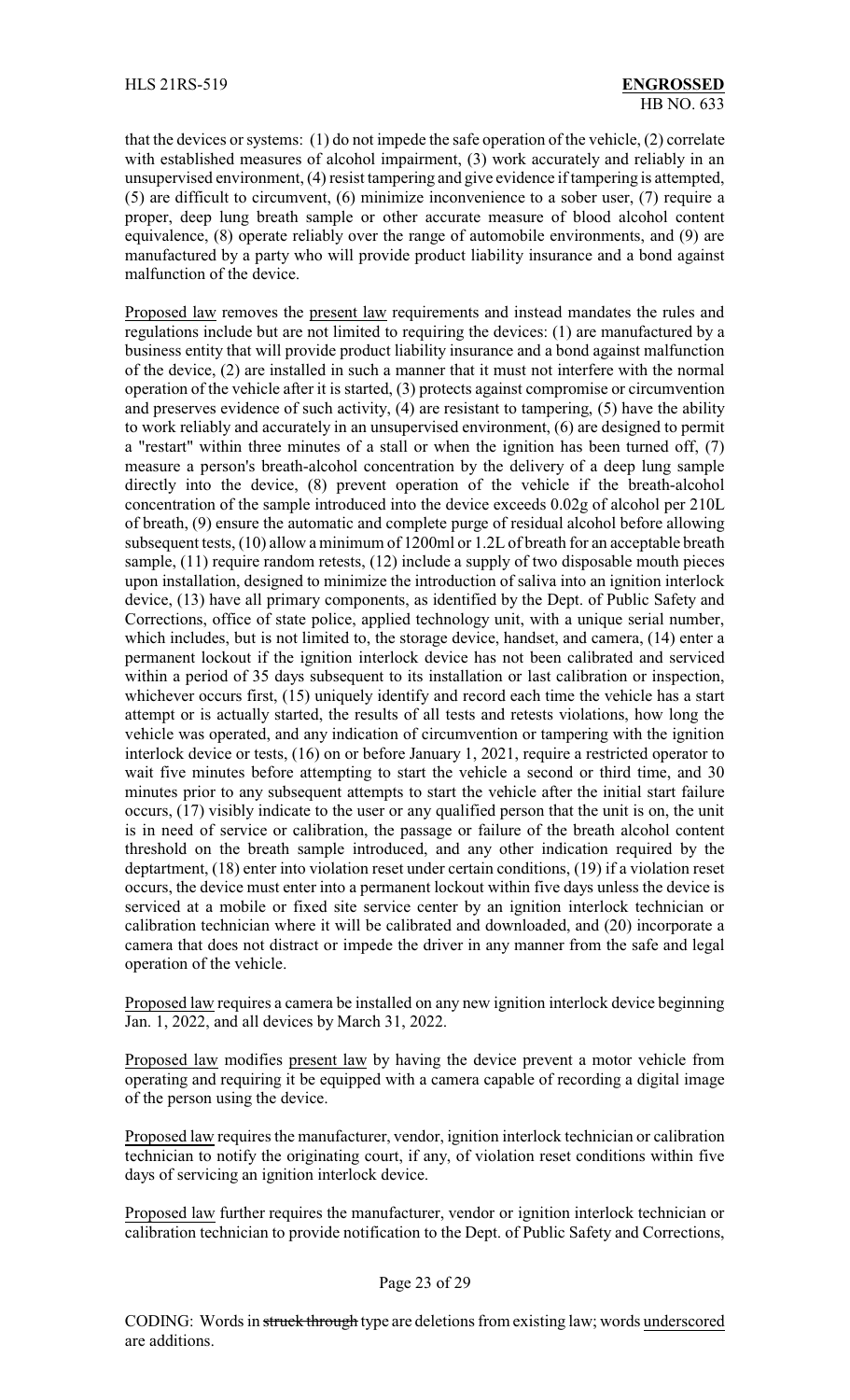that the devices or systems: (1) do not impede the safe operation of the vehicle, (2) correlate with established measures of alcohol impairment, (3) work accurately and reliably in an unsupervised environment, (4) resist tampering and give evidence if tampering is attempted, (5) are difficult to circumvent, (6) minimize inconvenience to a sober user, (7) require a proper, deep lung breath sample or other accurate measure of blood alcohol content equivalence, (8) operate reliably over the range of automobile environments, and (9) are manufactured by a party who will provide product liability insurance and a bond against malfunction of the device.

Proposed law removes the present law requirements and instead mandates the rules and regulations include but are not limited to requiring the devices: (1) are manufactured by a business entity that will provide product liability insurance and a bond against malfunction of the device, (2) are installed in such a manner that it must not interfere with the normal operation of the vehicle after it is started, (3) protects against compromise or circumvention and preserves evidence of such activity, (4) are resistant to tampering, (5) have the ability to work reliably and accurately in an unsupervised environment, (6) are designed to permit a "restart" within three minutes of a stall or when the ignition has been turned off, (7) measure a person's breath-alcohol concentration by the delivery of a deep lung sample directly into the device, (8) prevent operation of the vehicle if the breath-alcohol concentration of the sample introduced into the device exceeds 0.02g of alcohol per 210L of breath, (9) ensure the automatic and complete purge of residual alcohol before allowing subsequent tests, (10) allow a minimum of 1200ml or 1.2L of breath for an acceptable breath sample, (11) require random retests, (12) include a supply of two disposable mouth pieces upon installation, designed to minimize the introduction of saliva into an ignition interlock device, (13) have all primary components, as identified by the Dept. of Public Safety and Corrections, office of state police, applied technology unit, with a unique serial number, which includes, but is not limited to, the storage device, handset, and camera, (14) enter a permanent lockout if the ignition interlock device has not been calibrated and serviced within a period of 35 days subsequent to its installation or last calibration or inspection, whichever occurs first, (15) uniquely identify and record each time the vehicle has a start attempt or is actually started, the results of all tests and retests violations, how long the vehicle was operated, and any indication of circumvention or tampering with the ignition interlock device or tests, (16) on or before January 1, 2021, require a restricted operator to wait five minutes before attempting to start the vehicle a second or third time, and 30 minutes prior to any subsequent attempts to start the vehicle after the initial start failure occurs, (17) visibly indicate to the user or any qualified person that the unit is on, the unit is in need of service or calibration, the passage or failure of the breath alcohol content threshold on the breath sample introduced, and any other indication required by the deptartment, (18) enter into violation reset under certain conditions, (19) if a violation reset occurs, the device must enter into a permanent lockout within five days unless the device is serviced at a mobile or fixed site service center by an ignition interlock technician or calibration technician where it will be calibrated and downloaded, and (20) incorporate a camera that does not distract or impede the driver in any manner from the safe and legal operation of the vehicle.

Proposed law requires a camera be installed on any new ignition interlock device beginning Jan. 1, 2022, and all devices by March 31, 2022.

Proposed law modifies present law by having the device prevent a motor vehicle from operating and requiring it be equipped with a camera capable of recording a digital image of the person using the device.

Proposed law requires the manufacturer, vendor, ignition interlock technician or calibration technician to notify the originating court, if any, of violation reset conditions within five days of servicing an ignition interlock device.

Proposed law further requires the manufacturer, vendor or ignition interlock technician or calibration technician to provide notification to the Dept. of Public Safety and Corrections,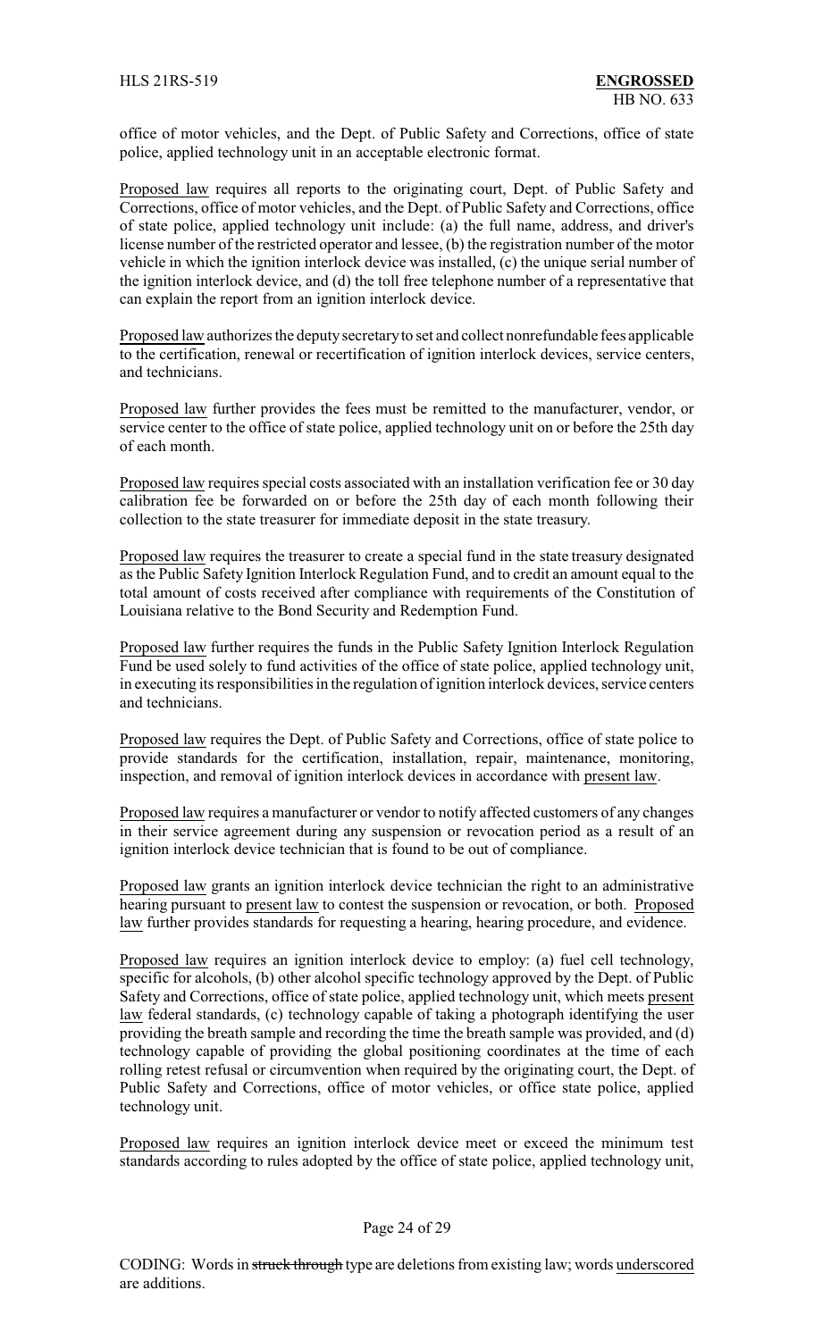office of motor vehicles, and the Dept. of Public Safety and Corrections, office of state police, applied technology unit in an acceptable electronic format.

Proposed law requires all reports to the originating court, Dept. of Public Safety and Corrections, office of motor vehicles, and the Dept. of Public Safety and Corrections, office of state police, applied technology unit include: (a) the full name, address, and driver's license number of the restricted operator and lessee, (b) the registration number of the motor vehicle in which the ignition interlock device was installed, (c) the unique serial number of the ignition interlock device, and (d) the toll free telephone number of a representative that can explain the report from an ignition interlock device.

Proposed law authorizes the deputy secretary to set and collect nonrefundable fees applicable to the certification, renewal or recertification of ignition interlock devices, service centers, and technicians.

Proposed law further provides the fees must be remitted to the manufacturer, vendor, or service center to the office of state police, applied technology unit on or before the 25th day of each month.

Proposed law requires special costs associated with an installation verification fee or 30 day calibration fee be forwarded on or before the 25th day of each month following their collection to the state treasurer for immediate deposit in the state treasury.

Proposed law requires the treasurer to create a special fund in the state treasury designated as the Public Safety Ignition Interlock Regulation Fund, and to credit an amount equal to the total amount of costs received after compliance with requirements of the Constitution of Louisiana relative to the Bond Security and Redemption Fund.

Proposed law further requires the funds in the Public Safety Ignition Interlock Regulation Fund be used solely to fund activities of the office of state police, applied technology unit, in executing its responsibilities in the regulation of ignition interlock devices, service centers and technicians.

Proposed law requires the Dept. of Public Safety and Corrections, office of state police to provide standards for the certification, installation, repair, maintenance, monitoring, inspection, and removal of ignition interlock devices in accordance with present law.

Proposed law requires a manufacturer or vendor to notify affected customers of any changes in their service agreement during any suspension or revocation period as a result of an ignition interlock device technician that is found to be out of compliance.

Proposed law grants an ignition interlock device technician the right to an administrative hearing pursuant to present law to contest the suspension or revocation, or both. Proposed law further provides standards for requesting a hearing, hearing procedure, and evidence.

Proposed law requires an ignition interlock device to employ: (a) fuel cell technology, specific for alcohols, (b) other alcohol specific technology approved by the Dept. of Public Safety and Corrections, office of state police, applied technology unit, which meets present law federal standards, (c) technology capable of taking a photograph identifying the user providing the breath sample and recording the time the breath sample was provided, and (d) technology capable of providing the global positioning coordinates at the time of each rolling retest refusal or circumvention when required by the originating court, the Dept. of Public Safety and Corrections, office of motor vehicles, or office state police, applied technology unit.

Proposed law requires an ignition interlock device meet or exceed the minimum test standards according to rules adopted by the office of state police, applied technology unit,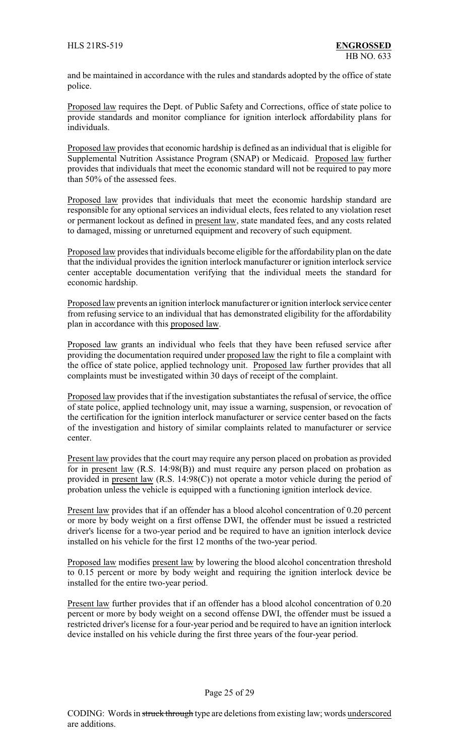and be maintained in accordance with the rules and standards adopted by the office of state police.

Proposed law requires the Dept. of Public Safety and Corrections, office of state police to provide standards and monitor compliance for ignition interlock affordability plans for individuals.

Proposed law provides that economic hardship is defined as an individual that is eligible for Supplemental Nutrition Assistance Program (SNAP) or Medicaid. Proposed law further provides that individuals that meet the economic standard will not be required to pay more than 50% of the assessed fees.

Proposed law provides that individuals that meet the economic hardship standard are responsible for any optional services an individual elects, fees related to any violation reset or permanent lockout as defined in present law, state mandated fees, and any costs related to damaged, missing or unreturned equipment and recovery of such equipment.

Proposed law provides that individuals become eligible for the affordability plan on the date that the individual provides the ignition interlock manufacturer or ignition interlock service center acceptable documentation verifying that the individual meets the standard for economic hardship.

Proposed law prevents an ignition interlock manufacturer or ignition interlock service center from refusing service to an individual that has demonstrated eligibility for the affordability plan in accordance with this proposed law.

Proposed law grants an individual who feels that they have been refused service after providing the documentation required under proposed law the right to file a complaint with the office of state police, applied technology unit. Proposed law further provides that all complaints must be investigated within 30 days of receipt of the complaint.

Proposed law provides that if the investigation substantiates the refusal of service, the office of state police, applied technology unit, may issue a warning, suspension, or revocation of the certification for the ignition interlock manufacturer or service center based on the facts of the investigation and history of similar complaints related to manufacturer or service center.

Present law provides that the court may require any person placed on probation as provided for in present law (R.S. 14:98(B)) and must require any person placed on probation as provided in present law (R.S. 14:98(C)) not operate a motor vehicle during the period of probation unless the vehicle is equipped with a functioning ignition interlock device.

Present law provides that if an offender has a blood alcohol concentration of 0.20 percent or more by body weight on a first offense DWI, the offender must be issued a restricted driver's license for a two-year period and be required to have an ignition interlock device installed on his vehicle for the first 12 months of the two-year period.

Proposed law modifies present law by lowering the blood alcohol concentration threshold to 0.15 percent or more by body weight and requiring the ignition interlock device be installed for the entire two-year period.

Present law further provides that if an offender has a blood alcohol concentration of 0.20 percent or more by body weight on a second offense DWI, the offender must be issued a restricted driver's license for a four-year period and be required to have an ignition interlock device installed on his vehicle during the first three years of the four-year period.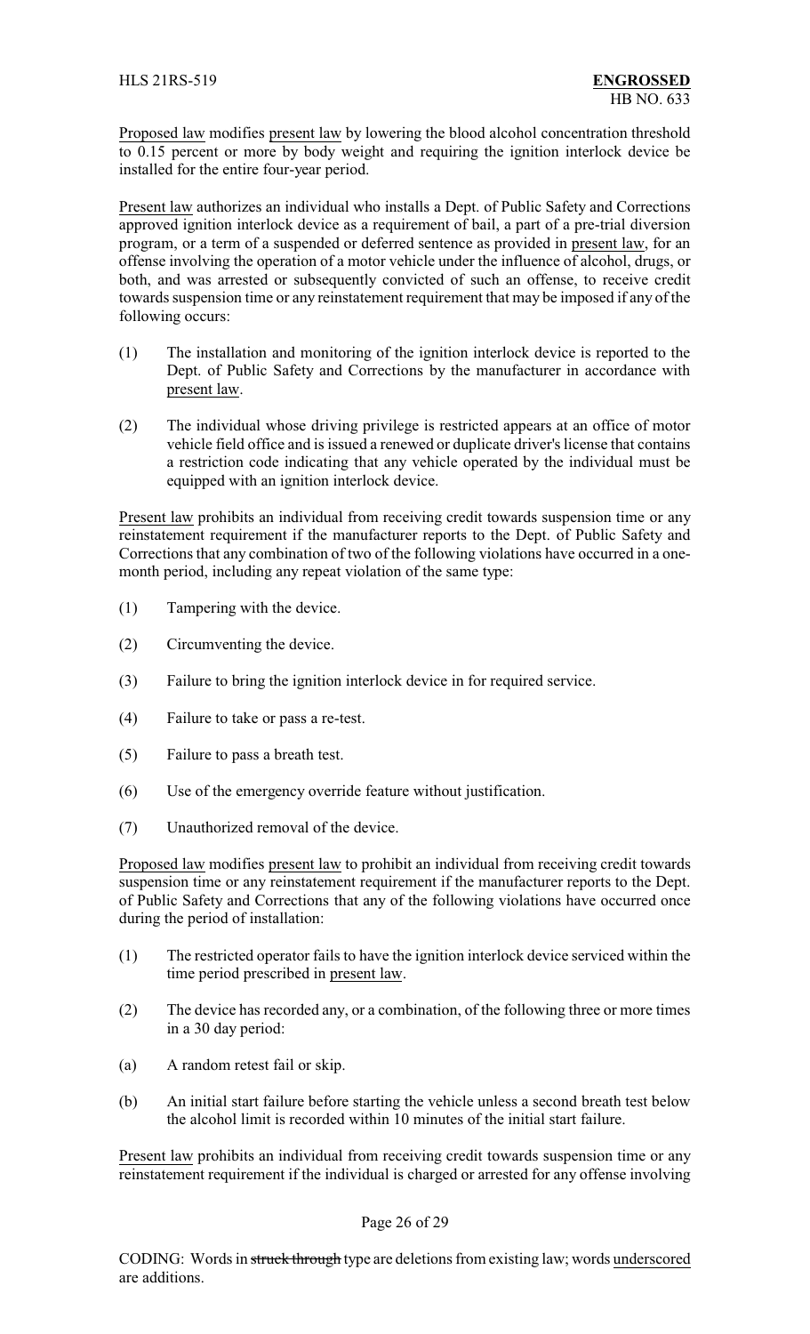Proposed law modifies present law by lowering the blood alcohol concentration threshold to 0.15 percent or more by body weight and requiring the ignition interlock device be installed for the entire four-year period.

Present law authorizes an individual who installs a Dept. of Public Safety and Corrections approved ignition interlock device as a requirement of bail, a part of a pre-trial diversion program, or a term of a suspended or deferred sentence as provided in present law, for an offense involving the operation of a motor vehicle under the influence of alcohol, drugs, or both, and was arrested or subsequently convicted of such an offense, to receive credit towards suspension time or any reinstatement requirement that may be imposed if any of the following occurs:

(1) The installation and monitoring of the ignition interlock device is reported to the Dept. of Public Safety and Corrections by the manufacturer in accordance with present law.

(2) The individual whose driving privilege is restricted appears at an office of motor vehicle field office and is issued a renewed or duplicate driver's license that contains a restriction code indicating that any vehicle operated by the individual must be equipped with an ignition interlock device.

Present law prohibits an individual from receiving credit towards suspension time or any reinstatement requirement if the manufacturer reports to the Dept. of Public Safety and Corrections that any combination of two of the following violations have occurred in a one-month period, including any repeat violation of the same type:

(1) Tampering with the device.

(2) Circumventing the device.

(3) Failure to bring the ignition interlock device in for required service.

(4) Failure to take or pass a re-test.

(5) Failure to pass a breath test.

(6) Use of the emergency override feature without justification.

(7) Unauthorized removal of the device.

Proposed law modifies present law to prohibit an individual from receiving credit towards suspension time or any reinstatement requirement if the manufacturer reports to the Dept. of Public Safety and Corrections that any of the following violations have occurred once during the period of installation:

(1) The restricted operator fails to have the ignition interlock device serviced within the time period prescribed in present law.

(2) The device has recorded any, or a combination, of the following three or more times in a 30 day period:

(a) A random retest fail or skip.

(b) An initial start failure before starting the vehicle unless a second breath test below the alcohol limit is recorded within 10 minutes of the initial start failure.

Present law prohibits an individual from receiving credit towards suspension time or any reinstatement requirement if the individual is charged or arrested for any offense involving

CODING: Words in ~~struck through~~ type are deletions from existing law; words underscored are additions.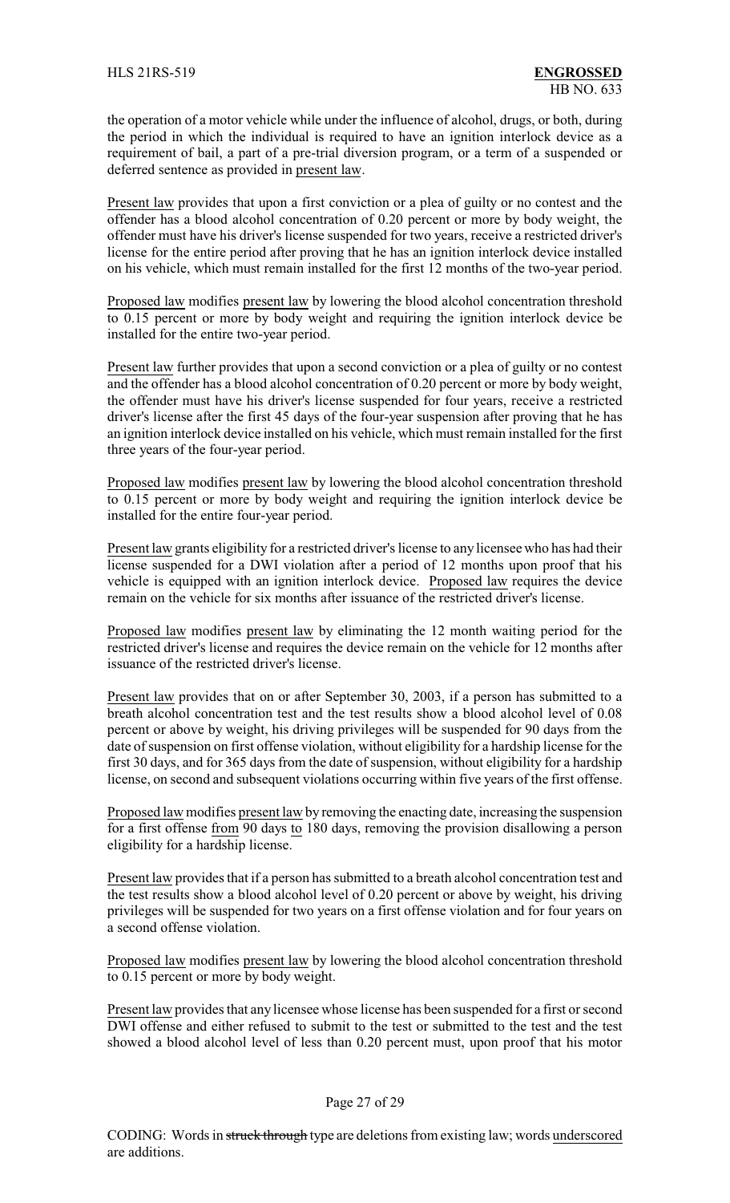the operation of a motor vehicle while under the influence of alcohol, drugs, or both, during the period in which the individual is required to have an ignition interlock device as a requirement of bail, a part of a pre-trial diversion program, or a term of a suspended or deferred sentence as provided in present law.

Present law provides that upon a first conviction or a plea of guilty or no contest and the offender has a blood alcohol concentration of 0.20 percent or more by body weight, the offender must have his driver's license suspended for two years, receive a restricted driver's license for the entire period after proving that he has an ignition interlock device installed on his vehicle, which must remain installed for the first 12 months of the two-year period.

Proposed law modifies present law by lowering the blood alcohol concentration threshold to 0.15 percent or more by body weight and requiring the ignition interlock device be installed for the entire two-year period.

Present law further provides that upon a second conviction or a plea of guilty or no contest and the offender has a blood alcohol concentration of 0.20 percent or more by body weight, the offender must have his driver's license suspended for four years, receive a restricted driver's license after the first 45 days of the four-year suspension after proving that he has an ignition interlock device installed on his vehicle, which must remain installed for the first three years of the four-year period.

Proposed law modifies present law by lowering the blood alcohol concentration threshold to 0.15 percent or more by body weight and requiring the ignition interlock device be installed for the entire four-year period.

Present law grants eligibility for a restricted driver's license to any licensee who has had their license suspended for a DWI violation after a period of 12 months upon proof that his vehicle is equipped with an ignition interlock device. Proposed law requires the device remain on the vehicle for six months after issuance of the restricted driver's license.

Proposed law modifies present law by eliminating the 12 month waiting period for the restricted driver's license and requires the device remain on the vehicle for 12 months after issuance of the restricted driver's license.

Present law provides that on or after September 30, 2003, if a person has submitted to a breath alcohol concentration test and the test results show a blood alcohol level of 0.08 percent or above by weight, his driving privileges will be suspended for 90 days from the date of suspension on first offense violation, without eligibility for a hardship license for the first 30 days, and for 365 days from the date of suspension, without eligibility for a hardship license, on second and subsequent violations occurring within five years of the first offense.

Proposed law modifies present law by removing the enacting date, increasing the suspension for a first offense from 90 days to 180 days, removing the provision disallowing a person eligibility for a hardship license.

Present law provides that if a person has submitted to a breath alcohol concentration test and the test results show a blood alcohol level of 0.20 percent or above by weight, his driving privileges will be suspended for two years on a first offense violation and for four years on a second offense violation.

Proposed law modifies present law by lowering the blood alcohol concentration threshold to 0.15 percent or more by body weight.

Present law provides that any licensee whose license has been suspended for a first or second DWI offense and either refused to submit to the test or submitted to the test and the test showed a blood alcohol level of less than 0.20 percent must, upon proof that his motor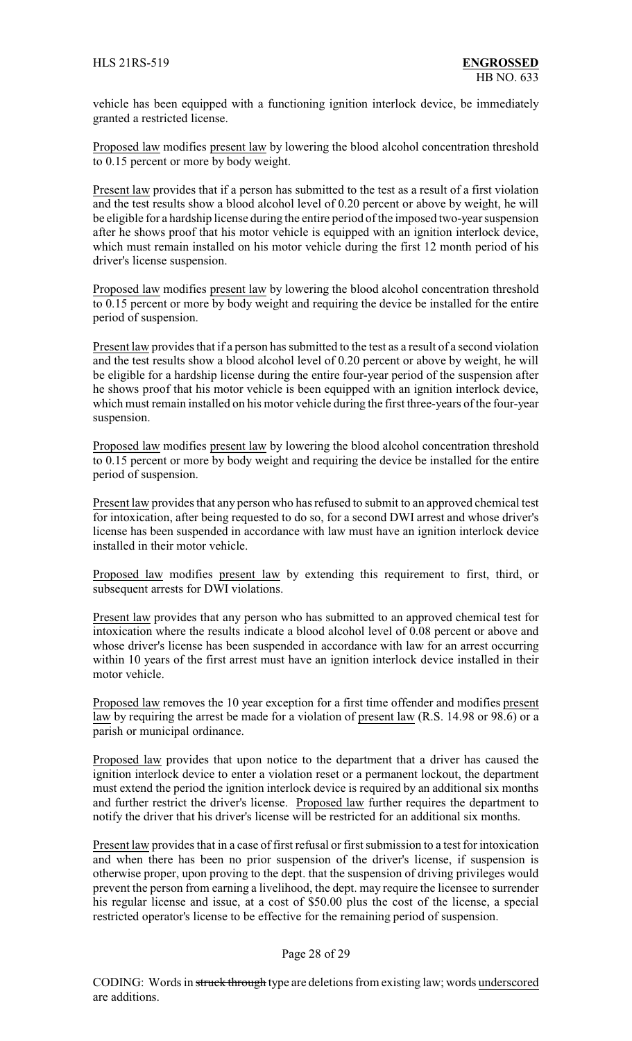vehicle has been equipped with a functioning ignition interlock device, be immediately granted a restricted license.

Proposed law modifies present law by lowering the blood alcohol concentration threshold to 0.15 percent or more by body weight.

Present law provides that if a person has submitted to the test as a result of a first violation and the test results show a blood alcohol level of 0.20 percent or above by weight, he will be eligible for a hardship license during the entire period of the imposed two-year suspension after he shows proof that his motor vehicle is equipped with an ignition interlock device, which must remain installed on his motor vehicle during the first 12 month period of his driver's license suspension.

Proposed law modifies present law by lowering the blood alcohol concentration threshold to 0.15 percent or more by body weight and requiring the device be installed for the entire period of suspension.

Present law provides that if a person has submitted to the test as a result of a second violation and the test results show a blood alcohol level of 0.20 percent or above by weight, he will be eligible for a hardship license during the entire four-year period of the suspension after he shows proof that his motor vehicle is been equipped with an ignition interlock device, which must remain installed on his motor vehicle during the first three-years of the four-year suspension.

Proposed law modifies present law by lowering the blood alcohol concentration threshold to 0.15 percent or more by body weight and requiring the device be installed for the entire period of suspension.

Present law provides that any person who has refused to submit to an approved chemical test for intoxication, after being requested to do so, for a second DWI arrest and whose driver's license has been suspended in accordance with law must have an ignition interlock device installed in their motor vehicle.

Proposed law modifies present law by extending this requirement to first, third, or subsequent arrests for DWI violations.

Present law provides that any person who has submitted to an approved chemical test for intoxication where the results indicate a blood alcohol level of 0.08 percent or above and whose driver's license has been suspended in accordance with law for an arrest occurring within 10 years of the first arrest must have an ignition interlock device installed in their motor vehicle.

Proposed law removes the 10 year exception for a first time offender and modifies present law by requiring the arrest be made for a violation of present law (R.S. 14.98 or 98.6) or a parish or municipal ordinance.

Proposed law provides that upon notice to the department that a driver has caused the ignition interlock device to enter a violation reset or a permanent lockout, the department must extend the period the ignition interlock device is required by an additional six months and further restrict the driver's license. Proposed law further requires the department to notify the driver that his driver's license will be restricted for an additional six months.

Present law provides that in a case of first refusal or first submission to a test for intoxication and when there has been no prior suspension of the driver's license, if suspension is otherwise proper, upon proving to the dept. that the suspension of driving privileges would prevent the person from earning a livelihood, the dept. may require the licensee to surrender his regular license and issue, at a cost of $50.00 plus the cost of the license, a special restricted operator's license to be effective for the remaining period of suspension.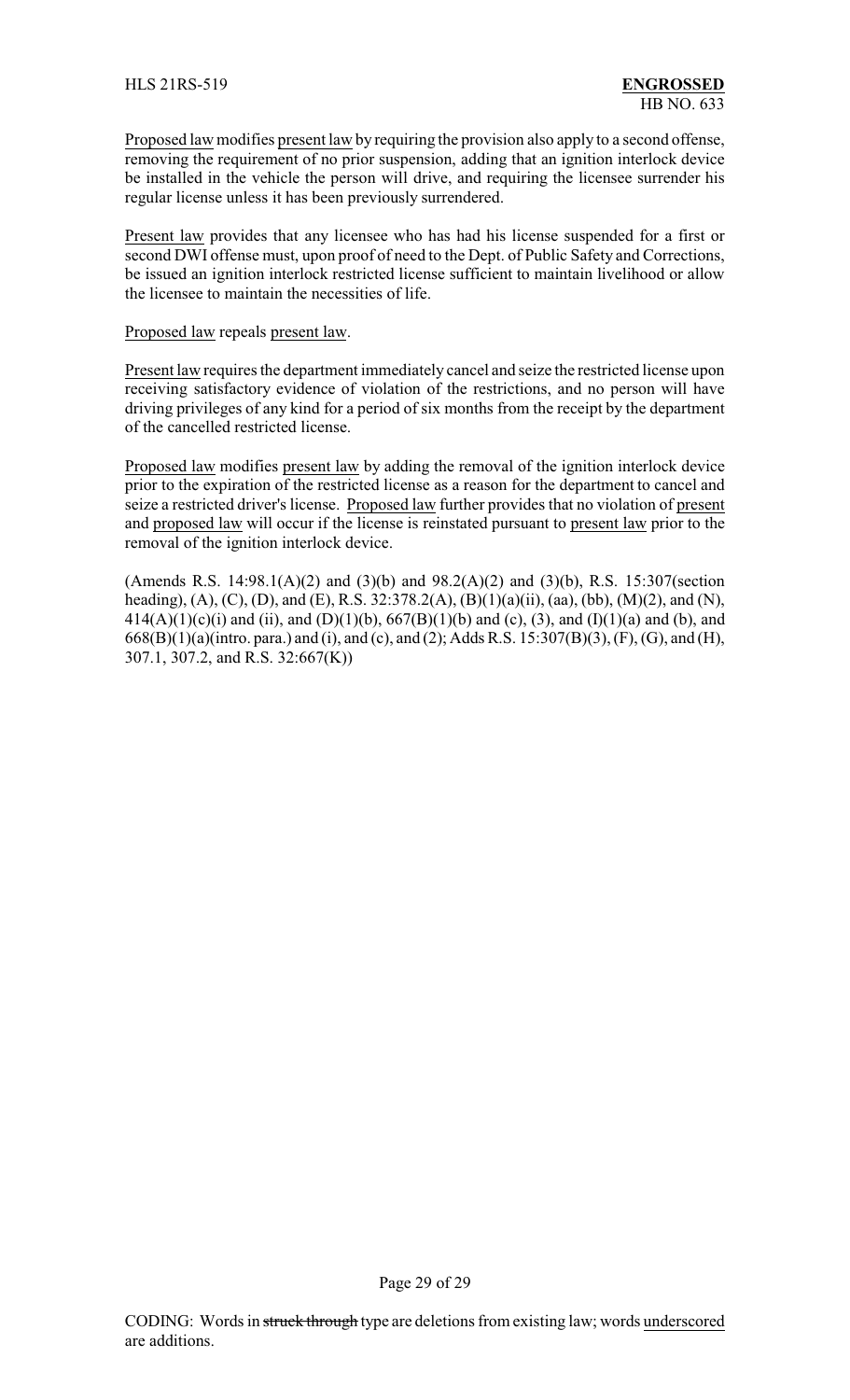Proposed law modifies present law by requiring the provision also apply to a second offense, removing the requirement of no prior suspension, adding that an ignition interlock device be installed in the vehicle the person will drive, and requiring the licensee surrender his regular license unless it has been previously surrendered.

Present law provides that any licensee who has had his license suspended for a first or second DWI offense must, upon proof of need to the Dept. of Public Safety and Corrections, be issued an ignition interlock restricted license sufficient to maintain livelihood or allow the licensee to maintain the necessities of life.

Proposed law repeals present law.

Present law requires the department immediately cancel and seize the restricted license upon receiving satisfactory evidence of violation of the restrictions, and no person will have driving privileges of any kind for a period of six months from the receipt by the department of the cancelled restricted license.

Proposed law modifies present law by adding the removal of the ignition interlock device prior to the expiration of the restricted license as a reason for the department to cancel and seize a restricted driver's license. Proposed law further provides that no violation of present and proposed law will occur if the license is reinstated pursuant to present law prior to the removal of the ignition interlock device.

(Amends R.S. 14:98.1(A)(2) and (3)(b) and 98.2(A)(2) and (3)(b), R.S. 15:307(section heading), (A), (C), (D), and (E), R.S. 32:378.2(A), (B)(1)(a)(ii), (aa), (bb), (M)(2), and (N), 414(A)(1)(c)(i) and (ii), and (D)(1)(b), 667(B)(1)(b) and (c), (3), and (I)(1)(a) and (b), and 668(B)(1)(a)(intro. para.) and (i), and (c), and (2); Adds R.S. 15:307(B)(3), (F), (G), and (H), 307.1, 307.2, and R.S. 32:667(K))